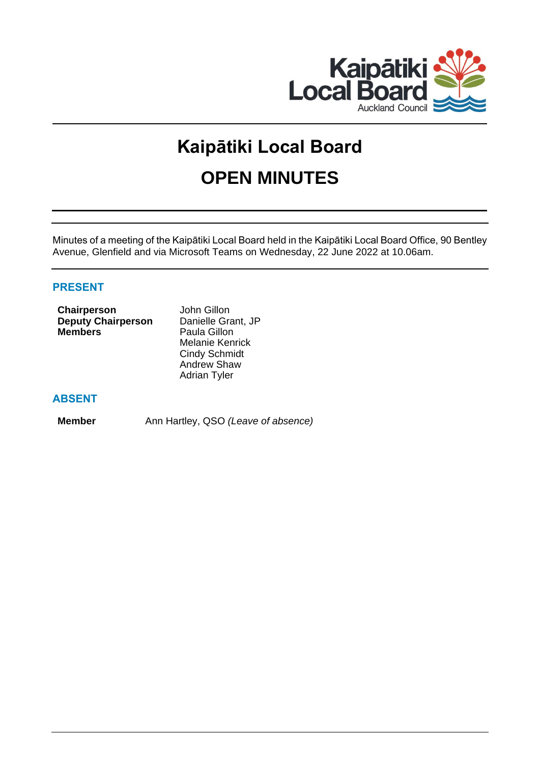# Kaipātiki Local Board

# OPEN MINUTES

Minutes of a meeting of the Kaipātiki Local Board held in the Kaipātiki Local Board Office, 90 Bentley Avenue, Glenfield and via Microsoft Teams on Wednesday, 22 June 2022 at 10.06am.

## PRESENT

| | |
|---|---|
| **Chairperson** | John Gillon |
| **Deputy Chairperson** | Danielle Grant, JP |
| **Members** | Paula Gillon |
| | Melanie Kenrick |
| | Cindy Schmidt |
| | Andrew Shaw |
| | Adrian Tyler |

## ABSENT

| | |
|---|---|
| **Member** | Ann Hartley, QSO *(Leave of absence)* |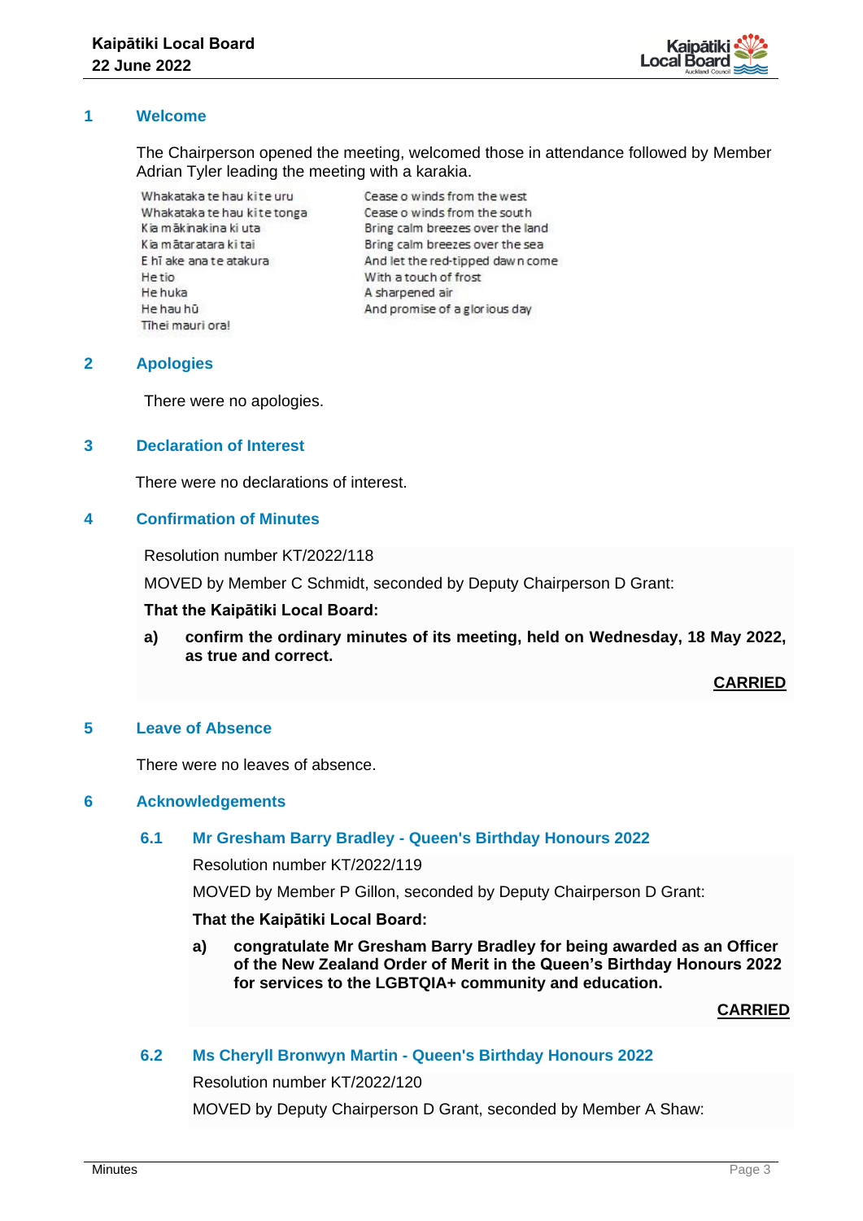## 1 Welcome

The Chairperson opened the meeting, welcomed those in attendance followed by Member Adrian Tyler leading the meeting with a karakia.

| | |
|---|---|
| Whakataka te hau ki te uru | Cease o winds from the west |
| Whakataka te hau ki te tonga | Cease o winds from the south |
| Kia mākinakina ki uta | Bring calm breezes over the land |
| Kia mātaratara ki tai | Bring calm breezes over the sea |
| E hī ake ana te atakura | And let the red-tipped dawn come |
| He tio | With a touch of frost |
| He huka | A sharpened air |
| He hau hū | And promise of a glorious day |
| Tīhei mauri ora! | |

## 2 Apologies

There were no apologies.

## 3 Declaration of Interest

There were no declarations of interest.

## 4 Confirmation of Minutes

Resolution number KT/2022/118

MOVED by Member C Schmidt, seconded by Deputy Chairperson D Grant:

**That the Kaipātiki Local Board:**

**a) confirm the ordinary minutes of its meeting, held on Wednesday, 18 May 2022, as true and correct.**

**CARRIED**

## 5 Leave of Absence

There were no leaves of absence.

## 6 Acknowledgements

### 6.1 Mr Gresham Barry Bradley - Queen's Birthday Honours 2022

Resolution number KT/2022/119

MOVED by Member P Gillon, seconded by Deputy Chairperson D Grant:

**That the Kaipātiki Local Board:**

**a) congratulate Mr Gresham Barry Bradley for being awarded as an Officer of the New Zealand Order of Merit in the Queen's Birthday Honours 2022 for services to the LGBTQIA+ community and education.**

**CARRIED**

### 6.2 Ms Cheryll Bronwyn Martin - Queen's Birthday Honours 2022

Resolution number KT/2022/120

MOVED by Deputy Chairperson D Grant, seconded by Member A Shaw: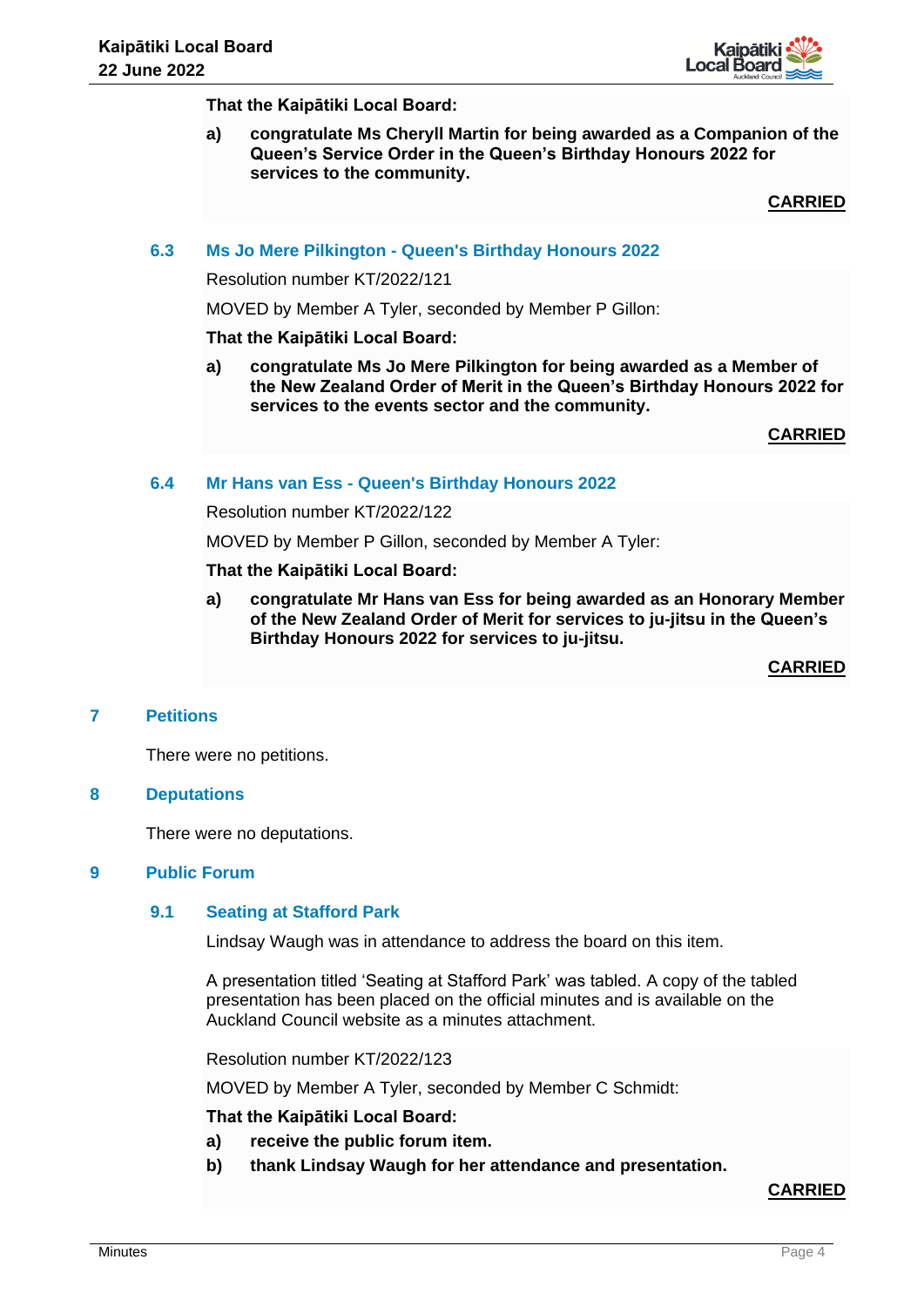**That the Kaipātiki Local Board:**

**a) congratulate Ms Cheryll Martin for being awarded as a Companion of the Queen's Service Order in the Queen's Birthday Honours 2022 for services to the community.**

**CARRIED**

### 6.3 Ms Jo Mere Pilkington - Queen's Birthday Honours 2022

Resolution number KT/2022/121

MOVED by Member A Tyler, seconded by Member P Gillon:

**That the Kaipātiki Local Board:**

**a) congratulate Ms Jo Mere Pilkington for being awarded as a Member of the New Zealand Order of Merit in the Queen's Birthday Honours 2022 for services to the events sector and the community.**

**CARRIED**

### 6.4 Mr Hans van Ess - Queen's Birthday Honours 2022

Resolution number KT/2022/122

MOVED by Member P Gillon, seconded by Member A Tyler:

**That the Kaipātiki Local Board:**

**a) congratulate Mr Hans van Ess for being awarded as an Honorary Member of the New Zealand Order of Merit for services to ju-jitsu in the Queen's Birthday Honours 2022 for services to ju-jitsu.**

**CARRIED**

## 7 Petitions

There were no petitions.

## 8 Deputations

There were no deputations.

## 9 Public Forum

### 9.1 Seating at Stafford Park

Lindsay Waugh was in attendance to address the board on this item.

A presentation titled 'Seating at Stafford Park' was tabled. A copy of the tabled presentation has been placed on the official minutes and is available on the Auckland Council website as a minutes attachment.

Resolution number KT/2022/123

MOVED by Member A Tyler, seconded by Member C Schmidt:

**That the Kaipātiki Local Board:**

**a) receive the public forum item.**

**b) thank Lindsay Waugh for her attendance and presentation.**

**CARRIED**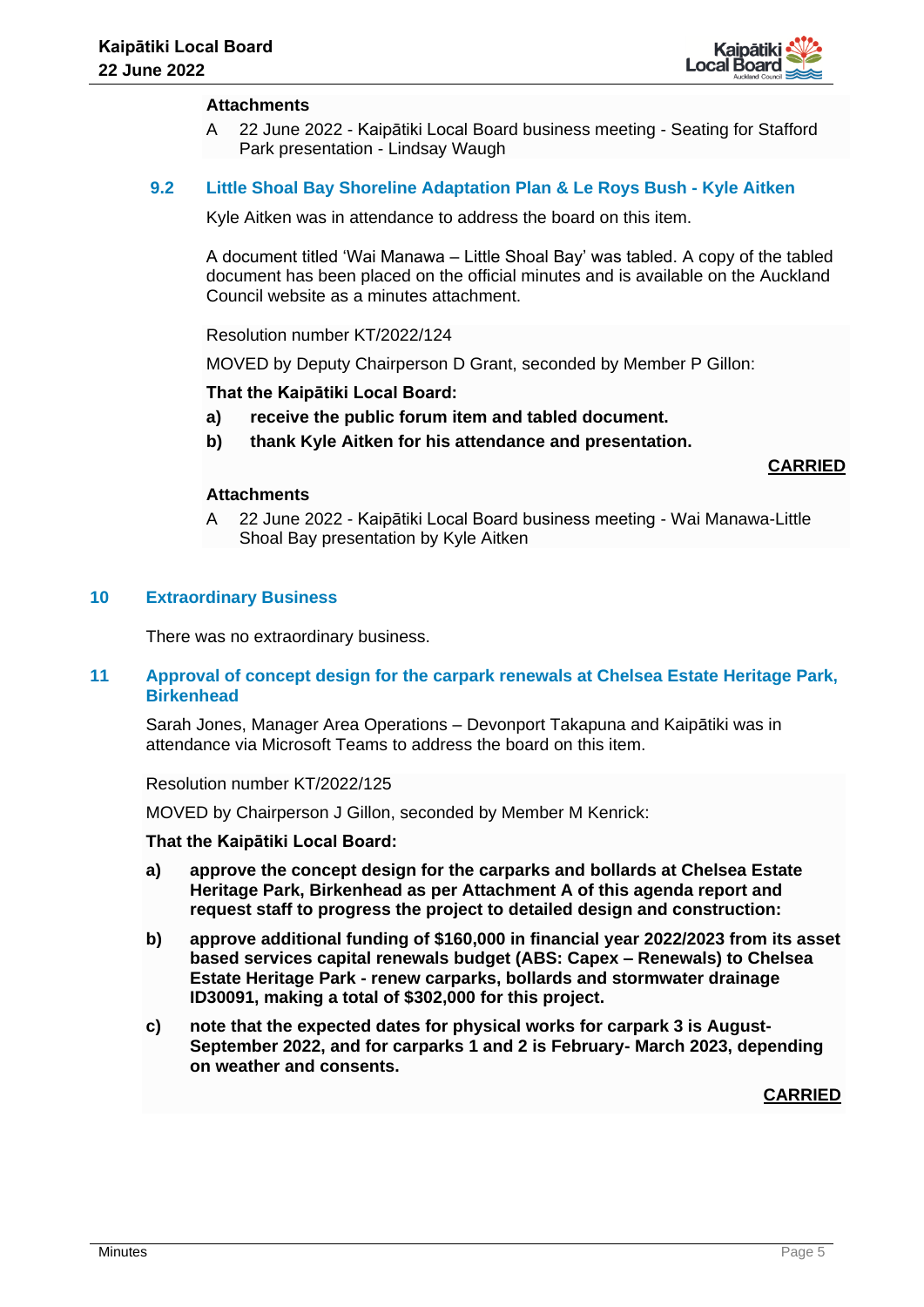**Attachments**

A 22 June 2022 - Kaipātiki Local Board business meeting - Seating for Stafford Park presentation - Lindsay Waugh

### 9.2 Little Shoal Bay Shoreline Adaptation Plan & Le Roys Bush - Kyle Aitken

Kyle Aitken was in attendance to address the board on this item.

A document titled 'Wai Manawa – Little Shoal Bay' was tabled. A copy of the tabled document has been placed on the official minutes and is available on the Auckland Council website as a minutes attachment.

Resolution number KT/2022/124

MOVED by Deputy Chairperson D Grant, seconded by Member P Gillon:

**That the Kaipātiki Local Board:**

**a) receive the public forum item and tabled document.**

**b) thank Kyle Aitken for his attendance and presentation.**

**CARRIED**

**Attachments**

A 22 June 2022 - Kaipātiki Local Board business meeting - Wai Manawa-Little Shoal Bay presentation by Kyle Aitken

## 10 Extraordinary Business

There was no extraordinary business.

## 11 Approval of concept design for the carpark renewals at Chelsea Estate Heritage Park, Birkenhead

Sarah Jones, Manager Area Operations – Devonport Takapuna and Kaipātiki was in attendance via Microsoft Teams to address the board on this item.

Resolution number KT/2022/125

MOVED by Chairperson J Gillon, seconded by Member M Kenrick:

**That the Kaipātiki Local Board:**

**a) approve the concept design for the carparks and bollards at Chelsea Estate Heritage Park, Birkenhead as per Attachment A of this agenda report and request staff to progress the project to detailed design and construction:**

**b) approve additional funding of $160,000 in financial year 2022/2023 from its asset based services capital renewals budget (ABS: Capex – Renewals) to Chelsea Estate Heritage Park - renew carparks, bollards and stormwater drainage ID30091, making a total of $302,000 for this project.**

**c) note that the expected dates for physical works for carpark 3 is August-September 2022, and for carparks 1 and 2 is February- March 2023, depending on weather and consents.**

**CARRIED**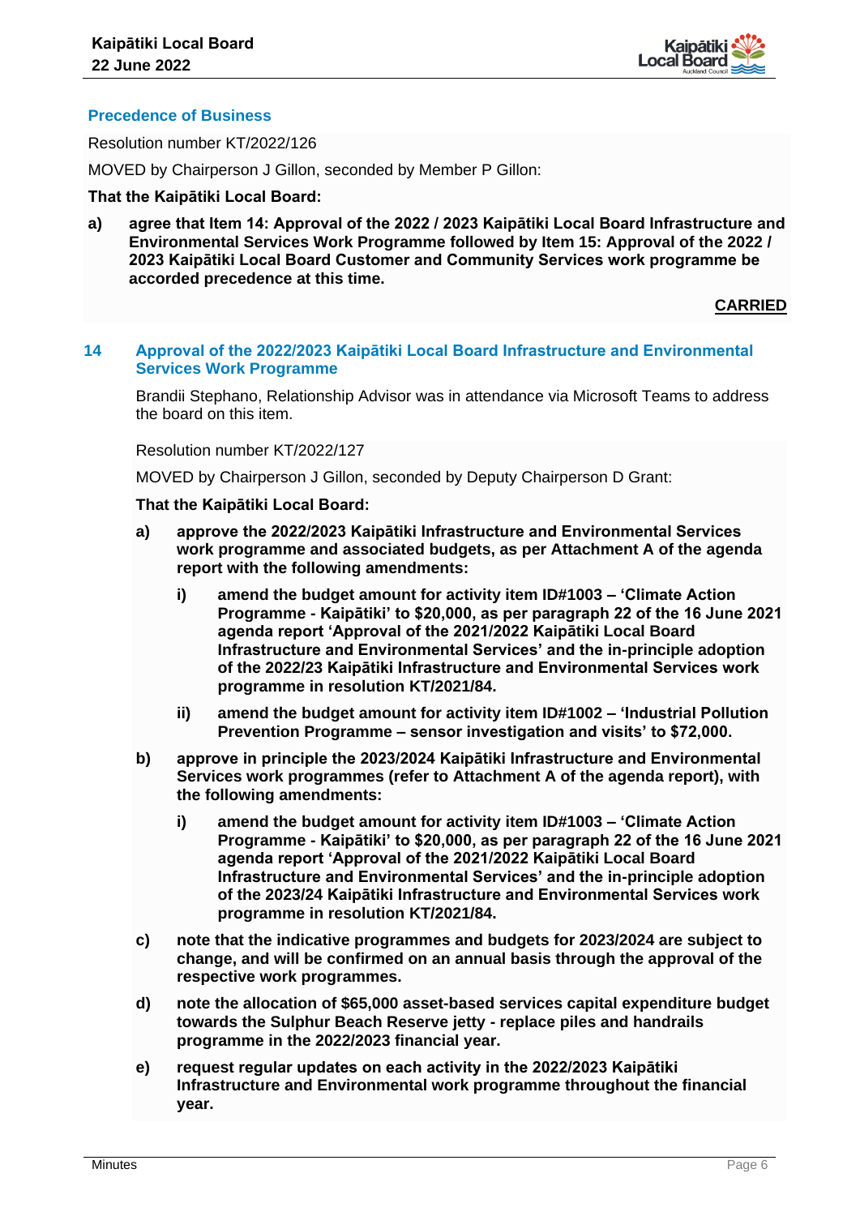### Precedence of Business

Resolution number KT/2022/126

MOVED by Chairperson J Gillon, seconded by Member P Gillon:

**That the Kaipātiki Local Board:**

**a) agree that Item 14: Approval of the 2022 / 2023 Kaipātiki Local Board Infrastructure and Environmental Services Work Programme followed by Item 15: Approval of the 2022 / 2023 Kaipātiki Local Board Customer and Community Services work programme be accorded precedence at this time.**

**CARRIED**

## 14 Approval of the 2022/2023 Kaipātiki Local Board Infrastructure and Environmental Services Work Programme

Brandii Stephano, Relationship Advisor was in attendance via Microsoft Teams to address the board on this item.

Resolution number KT/2022/127

MOVED by Chairperson J Gillon, seconded by Deputy Chairperson D Grant:

**That the Kaipātiki Local Board:**

**a) approve the 2022/2023 Kaipātiki Infrastructure and Environmental Services work programme and associated budgets, as per Attachment A of the agenda report with the following amendments:**

**i) amend the budget amount for activity item ID#1003 – 'Climate Action Programme - Kaipātiki' to $20,000, as per paragraph 22 of the 16 June 2021 agenda report 'Approval of the 2021/2022 Kaipātiki Local Board Infrastructure and Environmental Services' and the in-principle adoption of the 2022/23 Kaipātiki Infrastructure and Environmental Services work programme in resolution KT/2021/84.**

**ii) amend the budget amount for activity item ID#1002 – 'Industrial Pollution Prevention Programme – sensor investigation and visits' to $72,000.**

**b) approve in principle the 2023/2024 Kaipātiki Infrastructure and Environmental Services work programmes (refer to Attachment A of the agenda report), with the following amendments:**

**i) amend the budget amount for activity item ID#1003 – 'Climate Action Programme - Kaipātiki' to $20,000, as per paragraph 22 of the 16 June 2021 agenda report 'Approval of the 2021/2022 Kaipātiki Local Board Infrastructure and Environmental Services' and the in-principle adoption of the 2023/24 Kaipātiki Infrastructure and Environmental Services work programme in resolution KT/2021/84.**

**c) note that the indicative programmes and budgets for 2023/2024 are subject to change, and will be confirmed on an annual basis through the approval of the respective work programmes.**

**d) note the allocation of $65,000 asset-based services capital expenditure budget towards the Sulphur Beach Reserve jetty - replace piles and handrails programme in the 2022/2023 financial year.**

**e) request regular updates on each activity in the 2022/2023 Kaipātiki Infrastructure and Environmental work programme throughout the financial year.**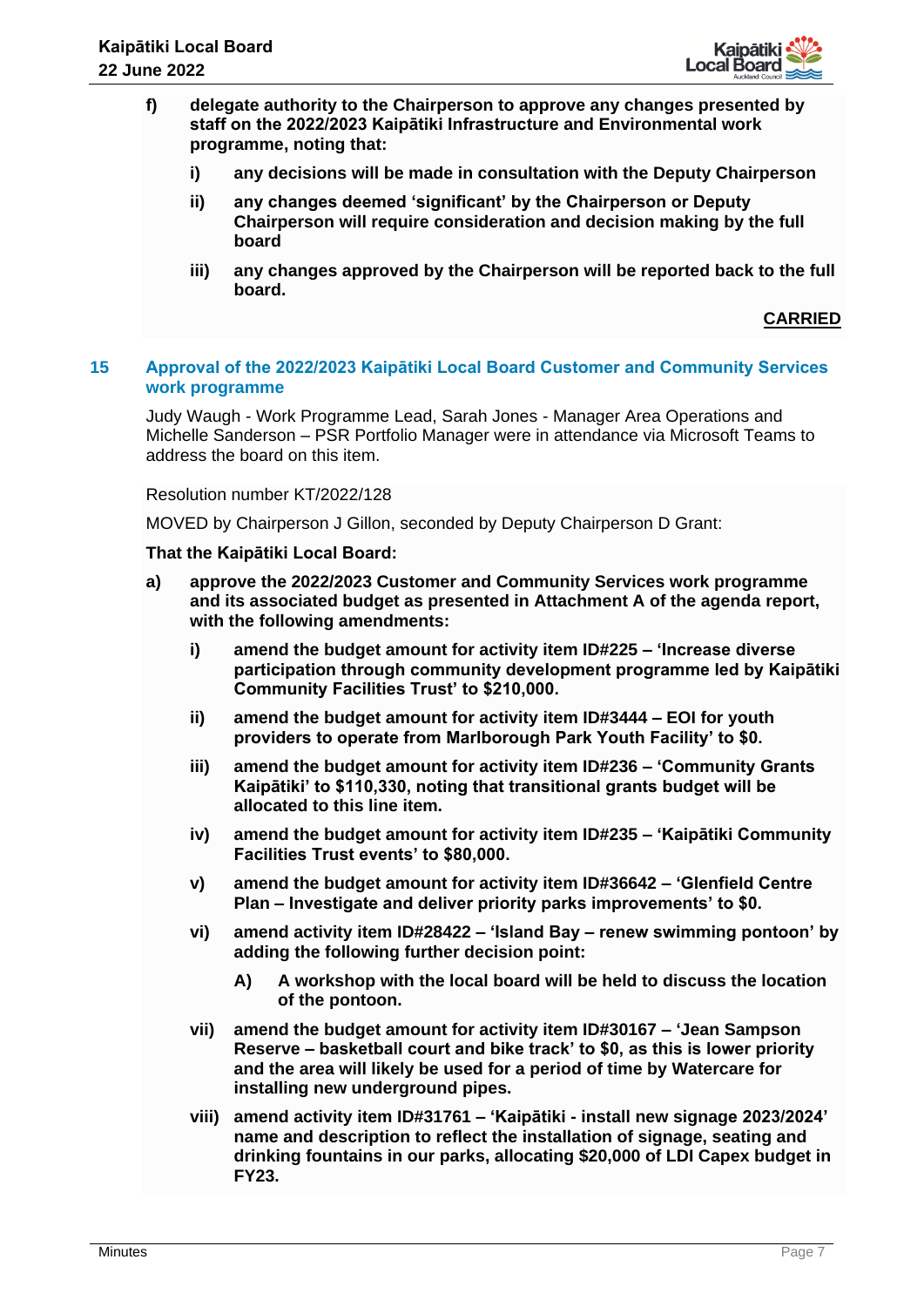**f) delegate authority to the Chairperson to approve any changes presented by staff on the 2022/2023 Kaipātiki Infrastructure and Environmental work programme, noting that:**

- **i) any decisions will be made in consultation with the Deputy Chairperson**
- **ii) any changes deemed 'significant' by the Chairperson or Deputy Chairperson will require consideration and decision making by the full board**
- **iii) any changes approved by the Chairperson will be reported back to the full board.**

**CARRIED**

## 15 Approval of the 2022/2023 Kaipātiki Local Board Customer and Community Services work programme

Judy Waugh - Work Programme Lead, Sarah Jones - Manager Area Operations and Michelle Sanderson – PSR Portfolio Manager were in attendance via Microsoft Teams to address the board on this item.

Resolution number KT/2022/128

MOVED by Chairperson J Gillon, seconded by Deputy Chairperson D Grant:

**That the Kaipātiki Local Board:**

**a) approve the 2022/2023 Customer and Community Services work programme and its associated budget as presented in Attachment A of the agenda report, with the following amendments:**

- **i) amend the budget amount for activity item ID#225 – 'Increase diverse participation through community development programme led by Kaipātiki Community Facilities Trust' to $210,000.**
- **ii) amend the budget amount for activity item ID#3444 – EOI for youth providers to operate from Marlborough Park Youth Facility' to $0.**
- **iii) amend the budget amount for activity item ID#236 – 'Community Grants Kaipātiki' to $110,330, noting that transitional grants budget will be allocated to this line item.**
- **iv) amend the budget amount for activity item ID#235 – 'Kaipātiki Community Facilities Trust events' to $80,000.**
- **v) amend the budget amount for activity item ID#36642 – 'Glenfield Centre Plan – Investigate and deliver priority parks improvements' to $0.**
- **vi) amend activity item ID#28422 – 'Island Bay – renew swimming pontoon' by adding the following further decision point:**
  - **A) A workshop with the local board will be held to discuss the location of the pontoon.**
- **vii) amend the budget amount for activity item ID#30167 – 'Jean Sampson Reserve – basketball court and bike track' to $0, as this is lower priority and the area will likely be used for a period of time by Watercare for installing new underground pipes.**
- **viii) amend activity item ID#31761 – 'Kaipātiki - install new signage 2023/2024' name and description to reflect the installation of signage, seating and drinking fountains in our parks, allocating $20,000 of LDI Capex budget in FY23.**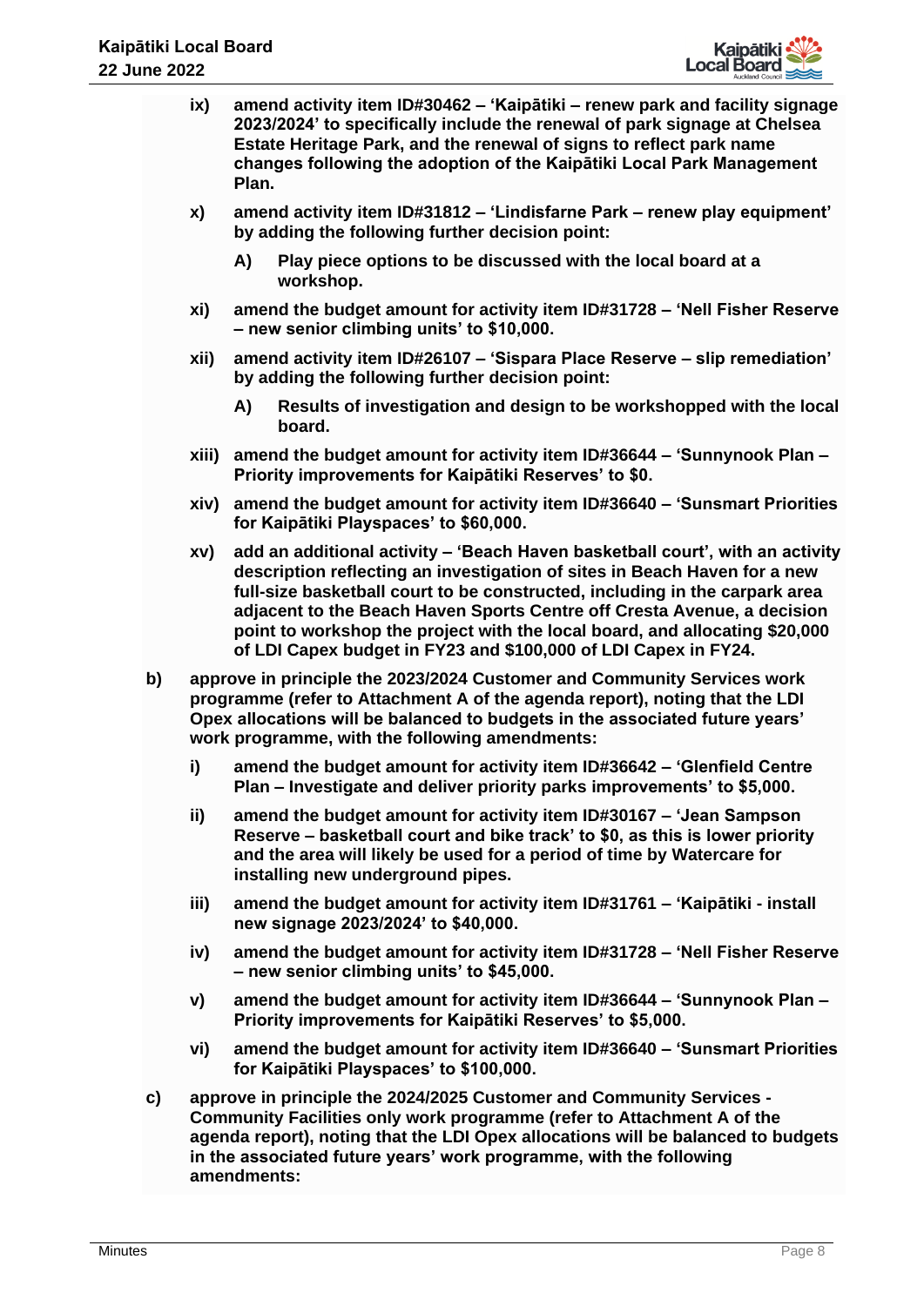- **ix) amend activity item ID#30462 – 'Kaipātiki – renew park and facility signage 2023/2024' to specifically include the renewal of park signage at Chelsea Estate Heritage Park, and the renewal of signs to reflect park name changes following the adoption of the Kaipātiki Local Park Management Plan.**

- **x) amend activity item ID#31812 – 'Lindisfarne Park – renew play equipment' by adding the following further decision point:**

  - **A) Play piece options to be discussed with the local board at a workshop.**

- **xi) amend the budget amount for activity item ID#31728 – 'Nell Fisher Reserve – new senior climbing units' to $10,000.**

- **xii) amend activity item ID#26107 – 'Sispara Place Reserve – slip remediation' by adding the following further decision point:**

  - **A) Results of investigation and design to be workshopped with the local board.**

- **xiii) amend the budget amount for activity item ID#36644 – 'Sunnynook Plan – Priority improvements for Kaipātiki Reserves' to $0.**

- **xiv) amend the budget amount for activity item ID#36640 – 'Sunsmart Priorities for Kaipātiki Playspaces' to $60,000.**

- **xv) add an additional activity – 'Beach Haven basketball court', with an activity description reflecting an investigation of sites in Beach Haven for a new full-size basketball court to be constructed, including in the carpark area adjacent to the Beach Haven Sports Centre off Cresta Avenue, a decision point to workshop the project with the local board, and allocating $20,000 of LDI Capex budget in FY23 and $100,000 of LDI Capex in FY24.**

**b) approve in principle the 2023/2024 Customer and Community Services work programme (refer to Attachment A of the agenda report), noting that the LDI Opex allocations will be balanced to budgets in the associated future years' work programme, with the following amendments:**

- **i) amend the budget amount for activity item ID#36642 – 'Glenfield Centre Plan – Investigate and deliver priority parks improvements' to $5,000.**

- **ii) amend the budget amount for activity item ID#30167 – 'Jean Sampson Reserve – basketball court and bike track' to $0, as this is lower priority and the area will likely be used for a period of time by Watercare for installing new underground pipes.**

- **iii) amend the budget amount for activity item ID#31761 – 'Kaipātiki - install new signage 2023/2024' to $40,000.**

- **iv) amend the budget amount for activity item ID#31728 – 'Nell Fisher Reserve – new senior climbing units' to $45,000.**

- **v) amend the budget amount for activity item ID#36644 – 'Sunnynook Plan – Priority improvements for Kaipātiki Reserves' to $5,000.**

- **vi) amend the budget amount for activity item ID#36640 – 'Sunsmart Priorities for Kaipātiki Playspaces' to $100,000.**

**c) approve in principle the 2024/2025 Customer and Community Services - Community Facilities only work programme (refer to Attachment A of the agenda report), noting that the LDI Opex allocations will be balanced to budgets in the associated future years' work programme, with the following amendments:**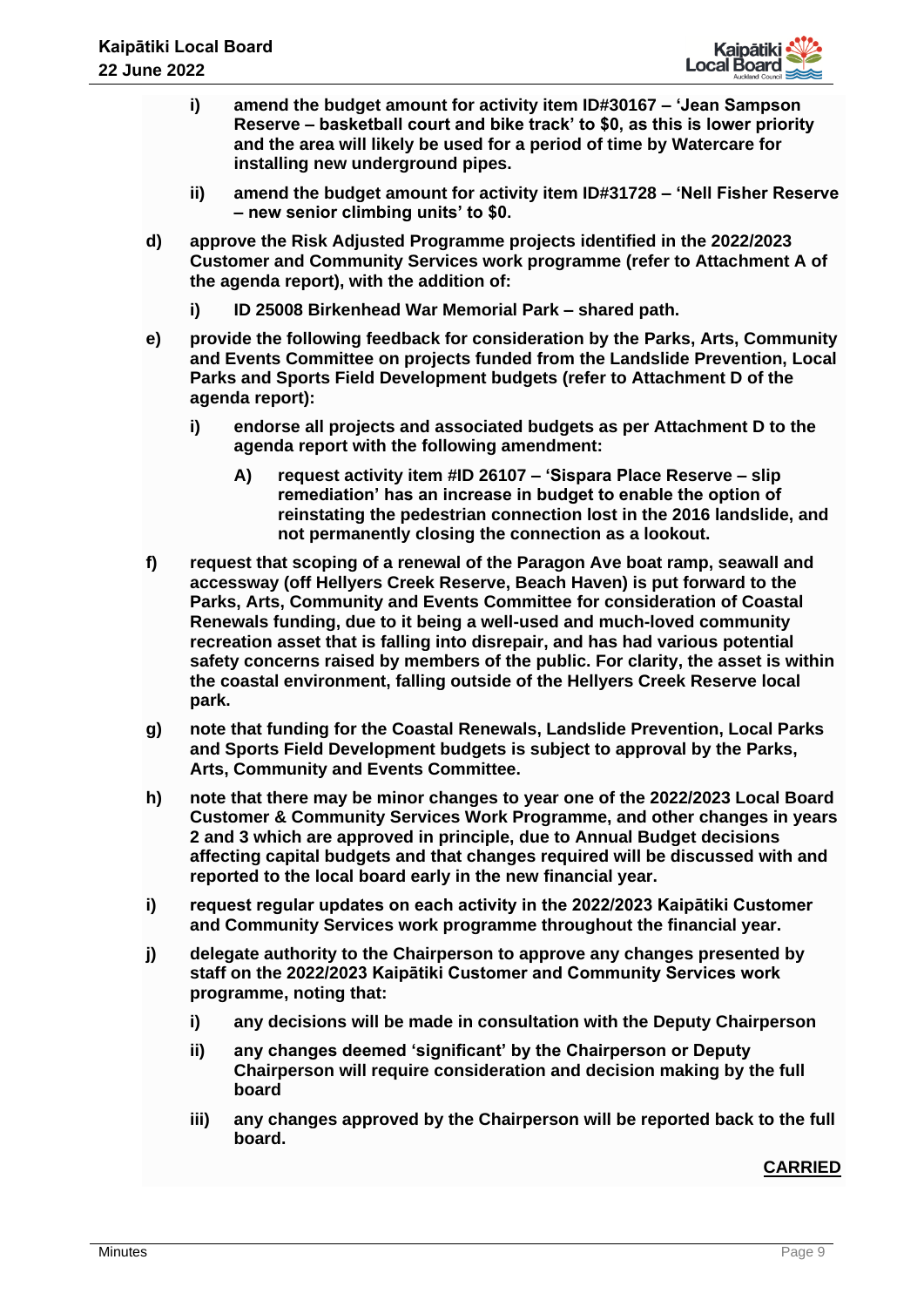**i) amend the budget amount for activity item ID#30167 – 'Jean Sampson Reserve – basketball court and bike track' to $0, as this is lower priority and the area will likely be used for a period of time by Watercare for installing new underground pipes.**

**ii) amend the budget amount for activity item ID#31728 – 'Nell Fisher Reserve – new senior climbing units' to $0.**

**d) approve the Risk Adjusted Programme projects identified in the 2022/2023 Customer and Community Services work programme (refer to Attachment A of the agenda report), with the addition of:**

**i) ID 25008 Birkenhead War Memorial Park – shared path.**

**e) provide the following feedback for consideration by the Parks, Arts, Community and Events Committee on projects funded from the Landslide Prevention, Local Parks and Sports Field Development budgets (refer to Attachment D of the agenda report):**

**i) endorse all projects and associated budgets as per Attachment D to the agenda report with the following amendment:**

**A) request activity item #ID 26107 – 'Sispara Place Reserve – slip remediation' has an increase in budget to enable the option of reinstating the pedestrian connection lost in the 2016 landslide, and not permanently closing the connection as a lookout.**

**f) request that scoping of a renewal of the Paragon Ave boat ramp, seawall and accessway (off Hellyers Creek Reserve, Beach Haven) is put forward to the Parks, Arts, Community and Events Committee for consideration of Coastal Renewals funding, due to it being a well-used and much-loved community recreation asset that is falling into disrepair, and has had various potential safety concerns raised by members of the public. For clarity, the asset is within the coastal environment, falling outside of the Hellyers Creek Reserve local park.**

**g) note that funding for the Coastal Renewals, Landslide Prevention, Local Parks and Sports Field Development budgets is subject to approval by the Parks, Arts, Community and Events Committee.**

**h) note that there may be minor changes to year one of the 2022/2023 Local Board Customer & Community Services Work Programme, and other changes in years 2 and 3 which are approved in principle, due to Annual Budget decisions affecting capital budgets and that changes required will be discussed with and reported to the local board early in the new financial year.**

**i) request regular updates on each activity in the 2022/2023 Kaipātiki Customer and Community Services work programme throughout the financial year.**

**j) delegate authority to the Chairperson to approve any changes presented by staff on the 2022/2023 Kaipātiki Customer and Community Services work programme, noting that:**

**i) any decisions will be made in consultation with the Deputy Chairperson**

**ii) any changes deemed 'significant' by the Chairperson or Deputy Chairperson will require consideration and decision making by the full board**

**iii) any changes approved by the Chairperson will be reported back to the full board.**

**CARRIED**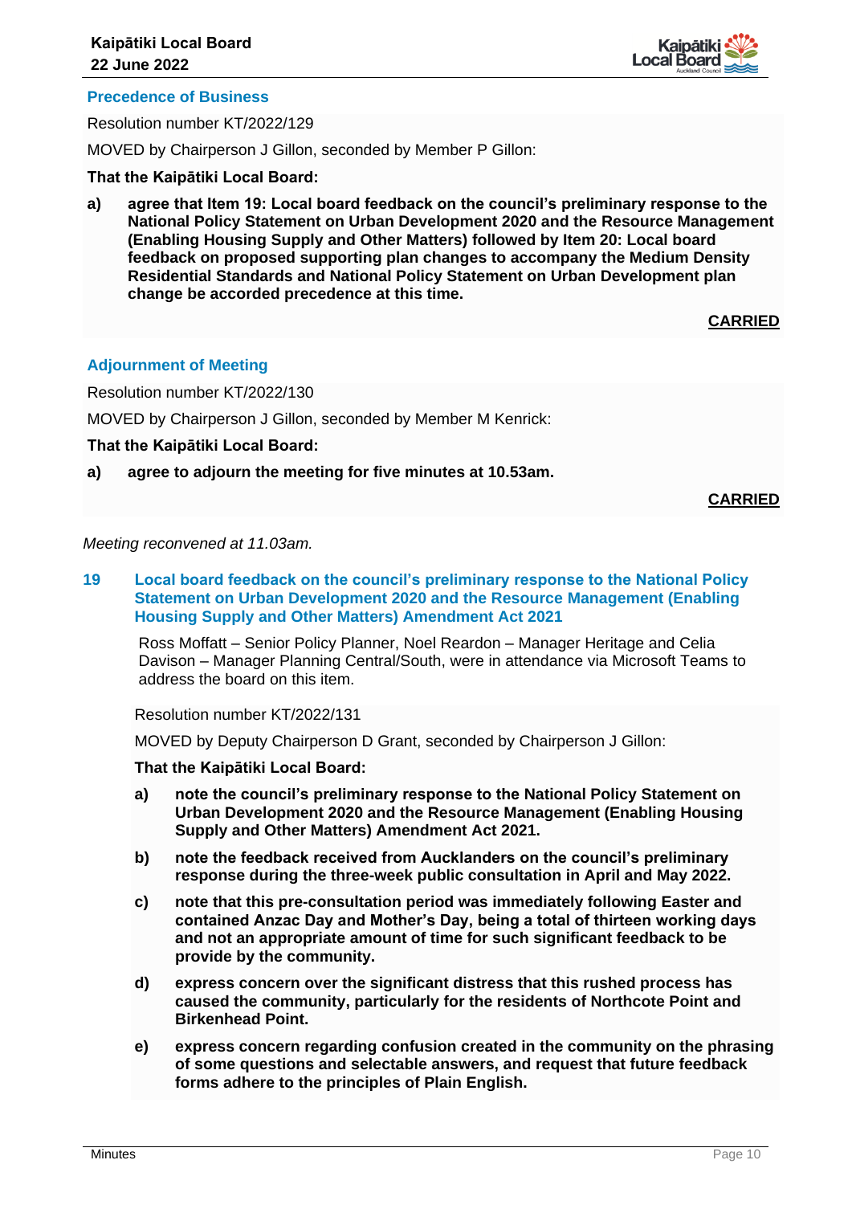### Precedence of Business

Resolution number KT/2022/129

MOVED by Chairperson J Gillon, seconded by Member P Gillon:

**That the Kaipātiki Local Board:**

**a) agree that Item 19: Local board feedback on the council's preliminary response to the National Policy Statement on Urban Development 2020 and the Resource Management (Enabling Housing Supply and Other Matters) followed by Item 20: Local board feedback on proposed supporting plan changes to accompany the Medium Density Residential Standards and National Policy Statement on Urban Development plan change be accorded precedence at this time.**

**CARRIED**

### Adjournment of Meeting

Resolution number KT/2022/130

MOVED by Chairperson J Gillon, seconded by Member M Kenrick:

**That the Kaipātiki Local Board:**

**a) agree to adjourn the meeting for five minutes at 10.53am.**

**CARRIED**

*Meeting reconvened at 11.03am.*

## 19 Local board feedback on the council's preliminary response to the National Policy Statement on Urban Development 2020 and the Resource Management (Enabling Housing Supply and Other Matters) Amendment Act 2021

Ross Moffatt – Senior Policy Planner, Noel Reardon – Manager Heritage and Celia Davison – Manager Planning Central/South, were in attendance via Microsoft Teams to address the board on this item.

Resolution number KT/2022/131

MOVED by Deputy Chairperson D Grant, seconded by Chairperson J Gillon:

**That the Kaipātiki Local Board:**

**a) note the council's preliminary response to the National Policy Statement on Urban Development 2020 and the Resource Management (Enabling Housing Supply and Other Matters) Amendment Act 2021.**

**b) note the feedback received from Aucklanders on the council's preliminary response during the three-week public consultation in April and May 2022.**

**c) note that this pre-consultation period was immediately following Easter and contained Anzac Day and Mother's Day, being a total of thirteen working days and not an appropriate amount of time for such significant feedback to be provide by the community.**

**d) express concern over the significant distress that this rushed process has caused the community, particularly for the residents of Northcote Point and Birkenhead Point.**

**e) express concern regarding confusion created in the community on the phrasing of some questions and selectable answers, and request that future feedback forms adhere to the principles of Plain English.**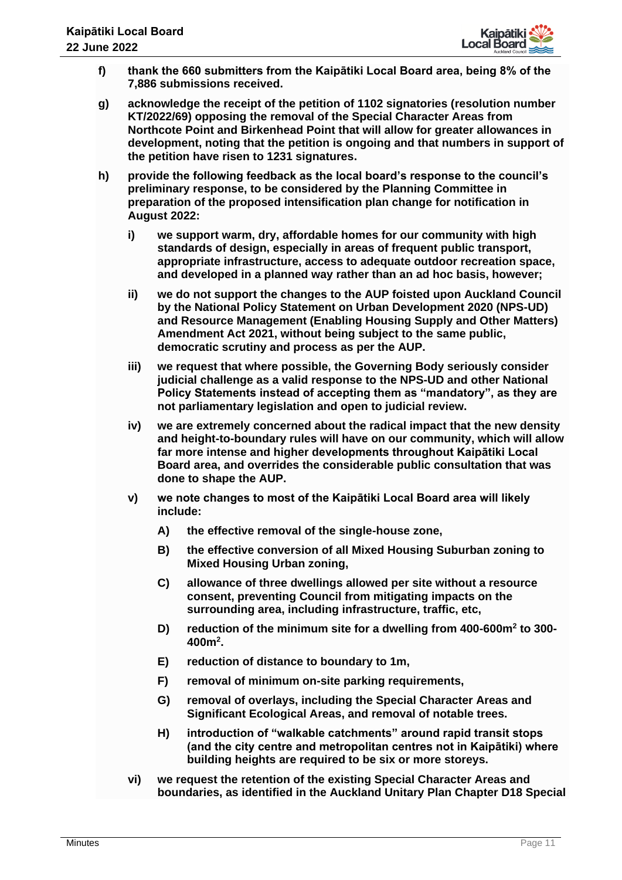**f) thank the 660 submitters from the Kaipātiki Local Board area, being 8% of the 7,886 submissions received.**

**g) acknowledge the receipt of the petition of 1102 signatories (resolution number KT/2022/69) opposing the removal of the Special Character Areas from Northcote Point and Birkenhead Point that will allow for greater allowances in development, noting that the petition is ongoing and that numbers in support of the petition have risen to 1231 signatures.**

**h) provide the following feedback as the local board's response to the council's preliminary response, to be considered by the Planning Committee in preparation of the proposed intensification plan change for notification in August 2022:**

- **i) we support warm, dry, affordable homes for our community with high standards of design, especially in areas of frequent public transport, appropriate infrastructure, access to adequate outdoor recreation space, and developed in a planned way rather than an ad hoc basis, however;**
- **ii) we do not support the changes to the AUP foisted upon Auckland Council by the National Policy Statement on Urban Development 2020 (NPS-UD) and Resource Management (Enabling Housing Supply and Other Matters) Amendment Act 2021, without being subject to the same public, democratic scrutiny and process as per the AUP.**
- **iii) we request that where possible, the Governing Body seriously consider judicial challenge as a valid response to the NPS-UD and other National Policy Statements instead of accepting them as "mandatory", as they are not parliamentary legislation and open to judicial review.**
- **iv) we are extremely concerned about the radical impact that the new density and height-to-boundary rules will have on our community, which will allow far more intense and higher developments throughout Kaipātiki Local Board area, and overrides the considerable public consultation that was done to shape the AUP.**
- **v) we note changes to most of the Kaipātiki Local Board area will likely include:**
  - **A) the effective removal of the single-house zone,**
  - **B) the effective conversion of all Mixed Housing Suburban zoning to Mixed Housing Urban zoning,**
  - **C) allowance of three dwellings allowed per site without a resource consent, preventing Council from mitigating impacts on the surrounding area, including infrastructure, traffic, etc,**
  - **D) reduction of the minimum site for a dwelling from 400-600m$^2$ to 300-400m$^2$.**
  - **E) reduction of distance to boundary to 1m,**
  - **F) removal of minimum on-site parking requirements,**
  - **G) removal of overlays, including the Special Character Areas and Significant Ecological Areas, and removal of notable trees.**
  - **H) introduction of "walkable catchments" around rapid transit stops (and the city centre and metropolitan centres not in Kaipātiki) where building heights are required to be six or more storeys.**
- **vi) we request the retention of the existing Special Character Areas and boundaries, as identified in the Auckland Unitary Plan Chapter D18 Special**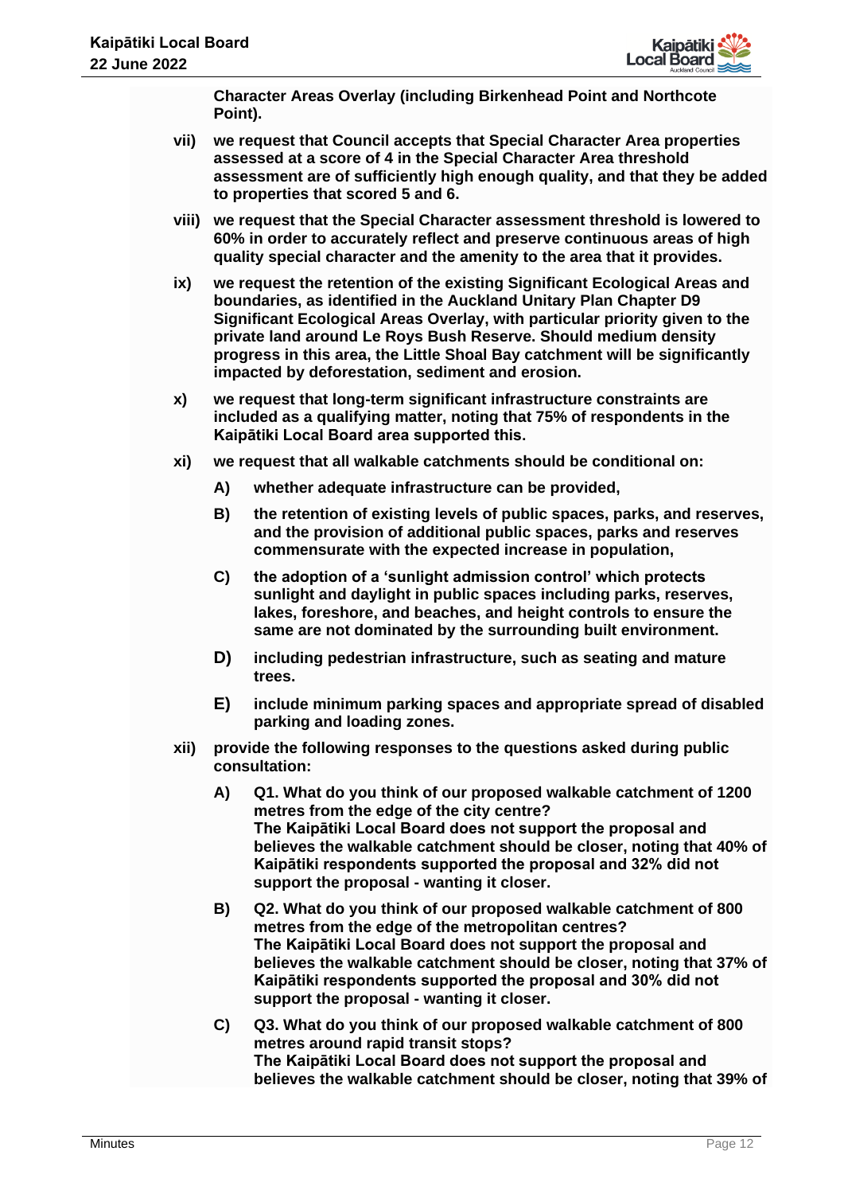**Character Areas Overlay (including Birkenhead Point and Northcote Point).**

**vii) we request that Council accepts that Special Character Area properties assessed at a score of 4 in the Special Character Area threshold assessment are of sufficiently high enough quality, and that they be added to properties that scored 5 and 6.**

**viii) we request that the Special Character assessment threshold is lowered to 60% in order to accurately reflect and preserve continuous areas of high quality special character and the amenity to the area that it provides.**

**ix) we request the retention of the existing Significant Ecological Areas and boundaries, as identified in the Auckland Unitary Plan Chapter D9 Significant Ecological Areas Overlay, with particular priority given to the private land around Le Roys Bush Reserve. Should medium density progress in this area, the Little Shoal Bay catchment will be significantly impacted by deforestation, sediment and erosion.**

**x) we request that long-term significant infrastructure constraints are included as a qualifying matter, noting that 75% of respondents in the Kaipātiki Local Board area supported this.**

**xi) we request that all walkable catchments should be conditional on:**

- **A) whether adequate infrastructure can be provided,**
- **B) the retention of existing levels of public spaces, parks, and reserves, and the provision of additional public spaces, parks and reserves commensurate with the expected increase in population,**
- **C) the adoption of a 'sunlight admission control' which protects sunlight and daylight in public spaces including parks, reserves, lakes, foreshore, and beaches, and height controls to ensure the same are not dominated by the surrounding built environment.**
- **D) including pedestrian infrastructure, such as seating and mature trees.**
- **E) include minimum parking spaces and appropriate spread of disabled parking and loading zones.**

**xii) provide the following responses to the questions asked during public consultation:**

- **A) Q1. What do you think of our proposed walkable catchment of 1200 metres from the edge of the city centre?**
  **The Kaipātiki Local Board does not support the proposal and believes the walkable catchment should be closer, noting that 40% of Kaipātiki respondents supported the proposal and 32% did not support the proposal - wanting it closer.**
- **B) Q2. What do you think of our proposed walkable catchment of 800 metres from the edge of the metropolitan centres?**
  **The Kaipātiki Local Board does not support the proposal and believes the walkable catchment should be closer, noting that 37% of Kaipātiki respondents supported the proposal and 30% did not support the proposal - wanting it closer.**
- **C) Q3. What do you think of our proposed walkable catchment of 800 metres around rapid transit stops?**
  **The Kaipātiki Local Board does not support the proposal and believes the walkable catchment should be closer, noting that 39% of**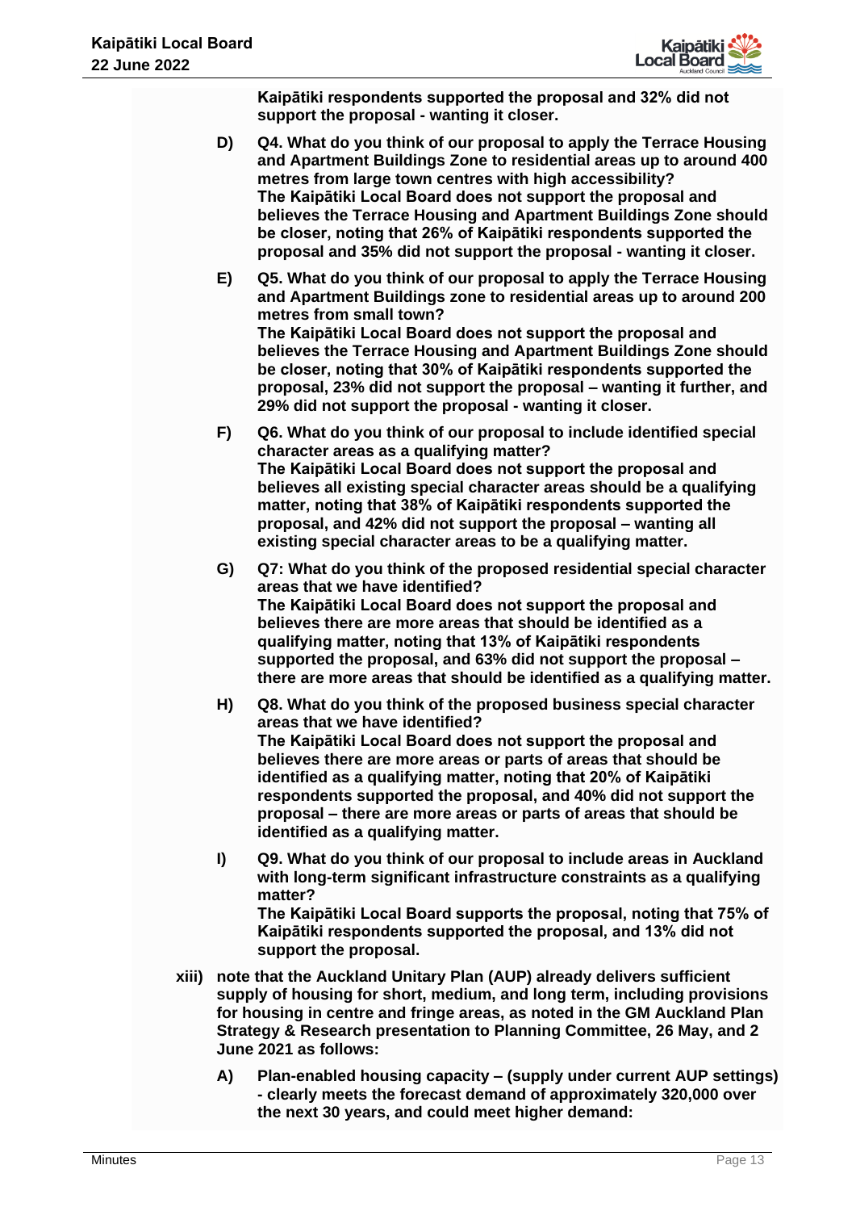**Kaipātiki respondents supported the proposal and 32% did not support the proposal - wanting it closer.**

- **D)** **Q4. What do you think of our proposal to apply the Terrace Housing and Apartment Buildings Zone to residential areas up to around 400 metres from large town centres with high accessibility?**
  **The Kaipātiki Local Board does not support the proposal and believes the Terrace Housing and Apartment Buildings Zone should be closer, noting that 26% of Kaipātiki respondents supported the proposal and 35% did not support the proposal - wanting it closer.**

- **E)** **Q5. What do you think of our proposal to apply the Terrace Housing and Apartment Buildings zone to residential areas up to around 200 metres from small town?**
  **The Kaipātiki Local Board does not support the proposal and believes the Terrace Housing and Apartment Buildings Zone should be closer, noting that 30% of Kaipātiki respondents supported the proposal, 23% did not support the proposal – wanting it further, and 29% did not support the proposal - wanting it closer.**

- **F)** **Q6. What do you think of our proposal to include identified special character areas as a qualifying matter?**
  **The Kaipātiki Local Board does not support the proposal and believes all existing special character areas should be a qualifying matter, noting that 38% of Kaipātiki respondents supported the proposal, and 42% did not support the proposal – wanting all existing special character areas to be a qualifying matter.**

- **G)** **Q7: What do you think of the proposed residential special character areas that we have identified?**
  **The Kaipātiki Local Board does not support the proposal and believes there are more areas that should be identified as a qualifying matter, noting that 13% of Kaipātiki respondents supported the proposal, and 63% did not support the proposal – there are more areas that should be identified as a qualifying matter.**

- **H)** **Q8. What do you think of the proposed business special character areas that we have identified?**
  **The Kaipātiki Local Board does not support the proposal and believes there are more areas or parts of areas that should be identified as a qualifying matter, noting that 20% of Kaipātiki respondents supported the proposal, and 40% did not support the proposal – there are more areas or parts of areas that should be identified as a qualifying matter.**

- **I)** **Q9. What do you think of our proposal to include areas in Auckland with long-term significant infrastructure constraints as a qualifying matter?**
  **The Kaipātiki Local Board supports the proposal, noting that 75% of Kaipātiki respondents supported the proposal, and 13% did not support the proposal.**

**xiii)** **note that the Auckland Unitary Plan (AUP) already delivers sufficient supply of housing for short, medium, and long term, including provisions for housing in centre and fringe areas, as noted in the GM Auckland Plan Strategy & Research presentation to Planning Committee, 26 May, and 2 June 2021 as follows:**

- **A)** **Plan-enabled housing capacity – (supply under current AUP settings) - clearly meets the forecast demand of approximately 320,000 over the next 30 years, and could meet higher demand:**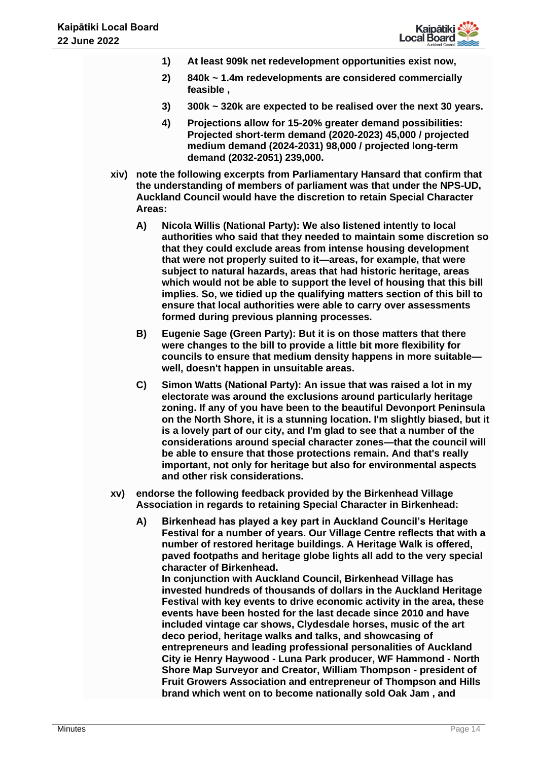1) **At least 909k net redevelopment opportunities exist now,**

2) **840k ~ 1.4m redevelopments are considered commercially feasible ,**

3) **300k ~ 320k are expected to be realised over the next 30 years.**

4) **Projections allow for 15-20% greater demand possibilities: Projected short-term demand (2020-2023) 45,000 / projected medium demand (2024-2031) 98,000 / projected long-term demand (2032-2051) 239,000.**

xiv) **note the following excerpts from Parliamentary Hansard that confirm that the understanding of members of parliament was that under the NPS-UD, Auckland Council would have the discretion to retain Special Character Areas:**

A) **Nicola Willis (National Party): We also listened intently to local authorities who said that they needed to maintain some discretion so that they could exclude areas from intense housing development that were not properly suited to it—areas, for example, that were subject to natural hazards, areas that had historic heritage, areas which would not be able to support the level of housing that this bill implies. So, we tidied up the qualifying matters section of this bill to ensure that local authorities were able to carry over assessments formed during previous planning processes.**

B) **Eugenie Sage (Green Party): But it is on those matters that there were changes to the bill to provide a little bit more flexibility for councils to ensure that medium density happens in more suitable—well, doesn't happen in unsuitable areas.**

C) **Simon Watts (National Party): An issue that was raised a lot in my electorate was around the exclusions around particularly heritage zoning. If any of you have been to the beautiful Devonport Peninsula on the North Shore, it is a stunning location. I'm slightly biased, but it is a lovely part of our city, and I'm glad to see that a number of the considerations around special character zones—that the council will be able to ensure that those protections remain. And that's really important, not only for heritage but also for environmental aspects and other risk considerations.**

xv) **endorse the following feedback provided by the Birkenhead Village Association in regards to retaining Special Character in Birkenhead:**

A) **Birkenhead has played a key part in Auckland Council's Heritage Festival for a number of years. Our Village Centre reflects that with a number of restored heritage buildings. A Heritage Walk is offered, paved footpaths and heritage globe lights all add to the very special character of Birkenhead.**
**In conjunction with Auckland Council, Birkenhead Village has invested hundreds of thousands of dollars in the Auckland Heritage Festival with key events to drive economic activity in the area, these events have been hosted for the last decade since 2010 and have included vintage car shows, Clydesdale horses, music of the art deco period, heritage walks and talks, and showcasing of entrepreneurs and leading professional personalities of Auckland City ie Henry Haywood - Luna Park producer, WF Hammond - North Shore Map Surveyor and Creator, William Thompson - president of Fruit Growers Association and entrepreneur of Thompson and Hills brand which went on to become nationally sold Oak Jam , and**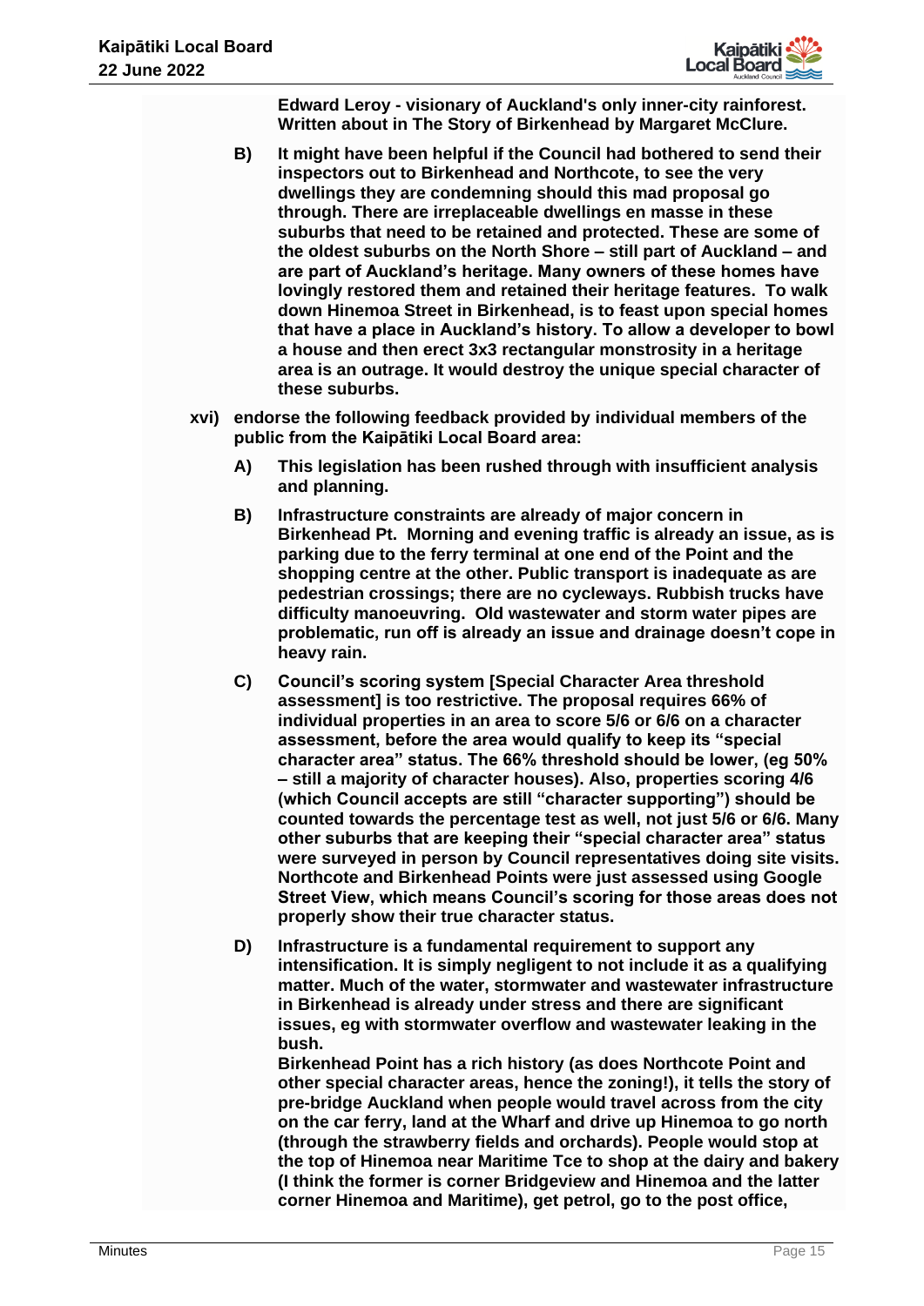**Edward Leroy - visionary of Auckland's only inner-city rainforest. Written about in The Story of Birkenhead by Margaret McClure.**

**B) It might have been helpful if the Council had bothered to send their inspectors out to Birkenhead and Northcote, to see the very dwellings they are condemning should this mad proposal go through. There are irreplaceable dwellings en masse in these suburbs that need to be retained and protected. These are some of the oldest suburbs on the North Shore – still part of Auckland – and are part of Auckland's heritage. Many owners of these homes have lovingly restored them and retained their heritage features. To walk down Hinemoa Street in Birkenhead, is to feast upon special homes that have a place in Auckland's history. To allow a developer to bowl a house and then erect 3x3 rectangular monstrosity in a heritage area is an outrage. It would destroy the unique special character of these suburbs.**

**xvi) endorse the following feedback provided by individual members of the public from the Kaipātiki Local Board area:**

**A) This legislation has been rushed through with insufficient analysis and planning.**

**B) Infrastructure constraints are already of major concern in Birkenhead Pt. Morning and evening traffic is already an issue, as is parking due to the ferry terminal at one end of the Point and the shopping centre at the other. Public transport is inadequate as are pedestrian crossings; there are no cycleways. Rubbish trucks have difficulty manoeuvring. Old wastewater and storm water pipes are problematic, run off is already an issue and drainage doesn't cope in heavy rain.**

**C) Council's scoring system [Special Character Area threshold assessment] is too restrictive. The proposal requires 66% of individual properties in an area to score 5/6 or 6/6 on a character assessment, before the area would qualify to keep its "special character area" status. The 66% threshold should be lower, (eg 50% – still a majority of character houses). Also, properties scoring 4/6 (which Council accepts are still "character supporting") should be counted towards the percentage test as well, not just 5/6 or 6/6. Many other suburbs that are keeping their "special character area" status were surveyed in person by Council representatives doing site visits. Northcote and Birkenhead Points were just assessed using Google Street View, which means Council's scoring for those areas does not properly show their true character status.**

**D) Infrastructure is a fundamental requirement to support any intensification. It is simply negligent to not include it as a qualifying matter. Much of the water, stormwater and wastewater infrastructure in Birkenhead is already under stress and there are significant issues, eg with stormwater overflow and wastewater leaking in the bush.**

**Birkenhead Point has a rich history (as does Northcote Point and other special character areas, hence the zoning!), it tells the story of pre-bridge Auckland when people would travel across from the city on the car ferry, land at the Wharf and drive up Hinemoa to go north (through the strawberry fields and orchards). People would stop at the top of Hinemoa near Maritime Tce to shop at the dairy and bakery (I think the former is corner Bridgeview and Hinemoa and the latter corner Hinemoa and Maritime), get petrol, go to the post office,**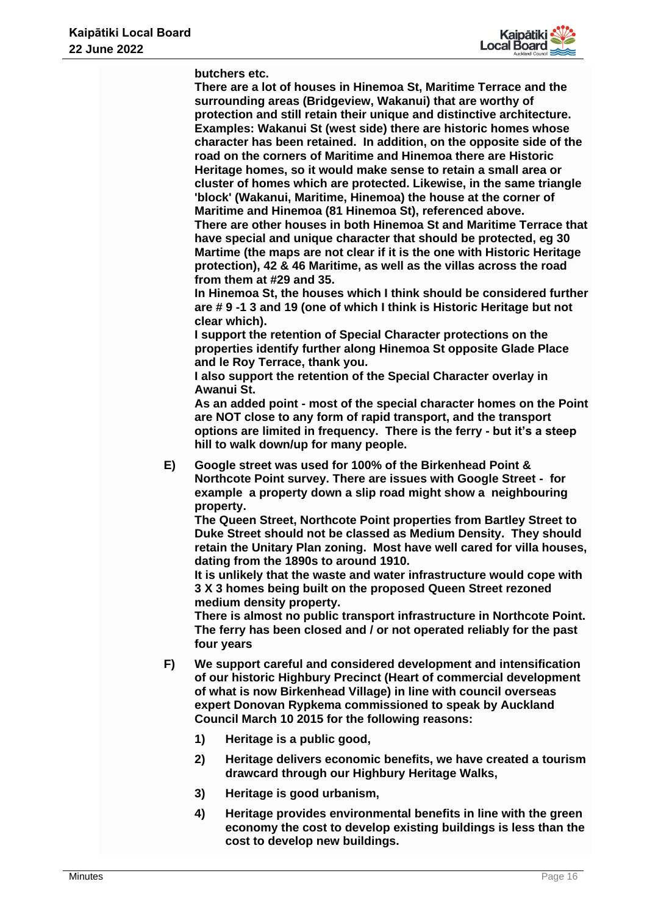**butchers etc.**

**There are a lot of houses in Hinemoa St, Maritime Terrace and the surrounding areas (Bridgeview, Wakanui) that are worthy of protection and still retain their unique and distinctive architecture. Examples: Wakanui St (west side) there are historic homes whose character has been retained. In addition, on the opposite side of the road on the corners of Maritime and Hinemoa there are Historic Heritage homes, so it would make sense to retain a small area or cluster of homes which are protected. Likewise, in the same triangle 'block' (Wakanui, Maritime, Hinemoa) the house at the corner of Maritime and Hinemoa (81 Hinemoa St), referenced above.**

**There are other houses in both Hinemoa St and Maritime Terrace that have special and unique character that should be protected, eg 30 Martime (the maps are not clear if it is the one with Historic Heritage protection), 42 & 46 Maritime, as well as the villas across the road from them at #29 and 35.**

**In Hinemoa St, the houses which I think should be considered further are # 9 -1 3 and 19 (one of which I think is Historic Heritage but not clear which).**

**I support the retention of Special Character protections on the properties identify further along Hinemoa St opposite Glade Place and le Roy Terrace, thank you.**

**I also support the retention of the Special Character overlay in Awanui St.**

**As an added point - most of the special character homes on the Point are NOT close to any form of rapid transport, and the transport options are limited in frequency. There is the ferry - but it's a steep hill to walk down/up for many people.**

E) **Google street was used for 100% of the Birkenhead Point & Northcote Point survey. There are issues with Google Street - for example a property down a slip road might show a neighbouring property.**

**The Queen Street, Northcote Point properties from Bartley Street to Duke Street should not be classed as Medium Density. They should retain the Unitary Plan zoning. Most have well cared for villa houses, dating from the 1890s to around 1910.**

**It is unlikely that the waste and water infrastructure would cope with 3 X 3 homes being built on the proposed Queen Street rezoned medium density property.**

**There is almost no public transport infrastructure in Northcote Point. The ferry has been closed and / or not operated reliably for the past four years**

F) **We support careful and considered development and intensification of our historic Highbury Precinct (Heart of commercial development of what is now Birkenhead Village) in line with council overseas expert Donovan Rypkema commissioned to speak by Auckland Council March 10 2015 for the following reasons:**

1) **Heritage is a public good,**
2) **Heritage delivers economic benefits, we have created a tourism drawcard through our Highbury Heritage Walks,**
3) **Heritage is good urbanism,**
4) **Heritage provides environmental benefits in line with the green economy the cost to develop existing buildings is less than the cost to develop new buildings.**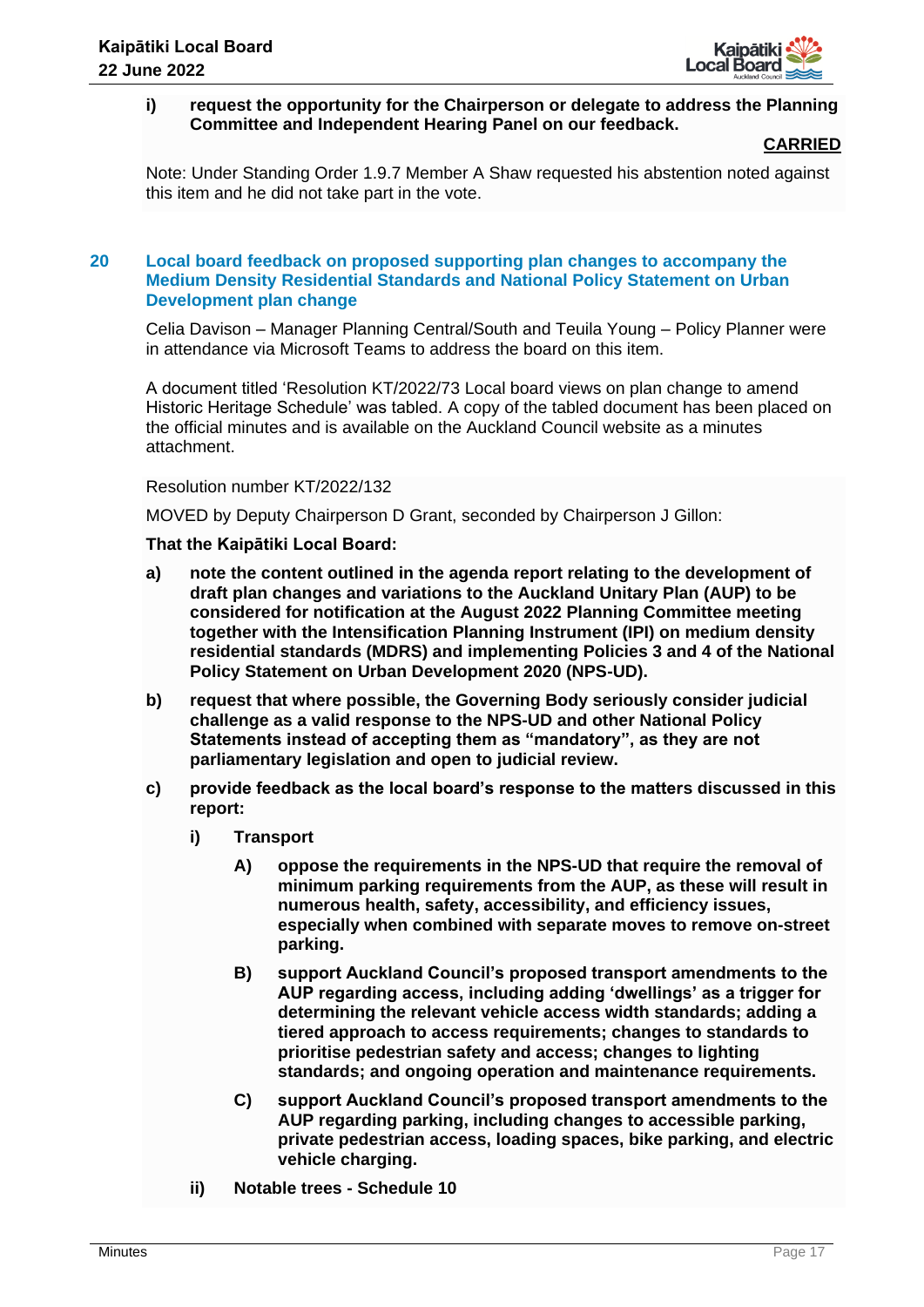i) **request the opportunity for the Chairperson or delegate to address the Planning Committee and Independent Hearing Panel on our feedback.**

**CARRIED**

Note: Under Standing Order 1.9.7 Member A Shaw requested his abstention noted against this item and he did not take part in the vote.

## 20 Local board feedback on proposed supporting plan changes to accompany the Medium Density Residential Standards and National Policy Statement on Urban Development plan change

Celia Davison – Manager Planning Central/South and Teuila Young – Policy Planner were in attendance via Microsoft Teams to address the board on this item.

A document titled 'Resolution KT/2022/73 Local board views on plan change to amend Historic Heritage Schedule' was tabled. A copy of the tabled document has been placed on the official minutes and is available on the Auckland Council website as a minutes attachment.

Resolution number KT/2022/132

MOVED by Deputy Chairperson D Grant, seconded by Chairperson J Gillon:

**That the Kaipātiki Local Board:**

a) **note the content outlined in the agenda report relating to the development of draft plan changes and variations to the Auckland Unitary Plan (AUP) to be considered for notification at the August 2022 Planning Committee meeting together with the Intensification Planning Instrument (IPI) on medium density residential standards (MDRS) and implementing Policies 3 and 4 of the National Policy Statement on Urban Development 2020 (NPS-UD).**

b) **request that where possible, the Governing Body seriously consider judicial challenge as a valid response to the NPS-UD and other National Policy Statements instead of accepting them as "mandatory", as they are not parliamentary legislation and open to judicial review.**

c) **provide feedback as the local board's response to the matters discussed in this report:**

   i) **Transport**

      A) **oppose the requirements in the NPS-UD that require the removal of minimum parking requirements from the AUP, as these will result in numerous health, safety, accessibility, and efficiency issues, especially when combined with separate moves to remove on-street parking.**

      B) **support Auckland Council's proposed transport amendments to the AUP regarding access, including adding 'dwellings' as a trigger for determining the relevant vehicle access width standards; adding a tiered approach to access requirements; changes to standards to prioritise pedestrian safety and access; changes to lighting standards; and ongoing operation and maintenance requirements.**

      C) **support Auckland Council's proposed transport amendments to the AUP regarding parking, including changes to accessible parking, private pedestrian access, loading spaces, bike parking, and electric vehicle charging.**

   ii) **Notable trees - Schedule 10**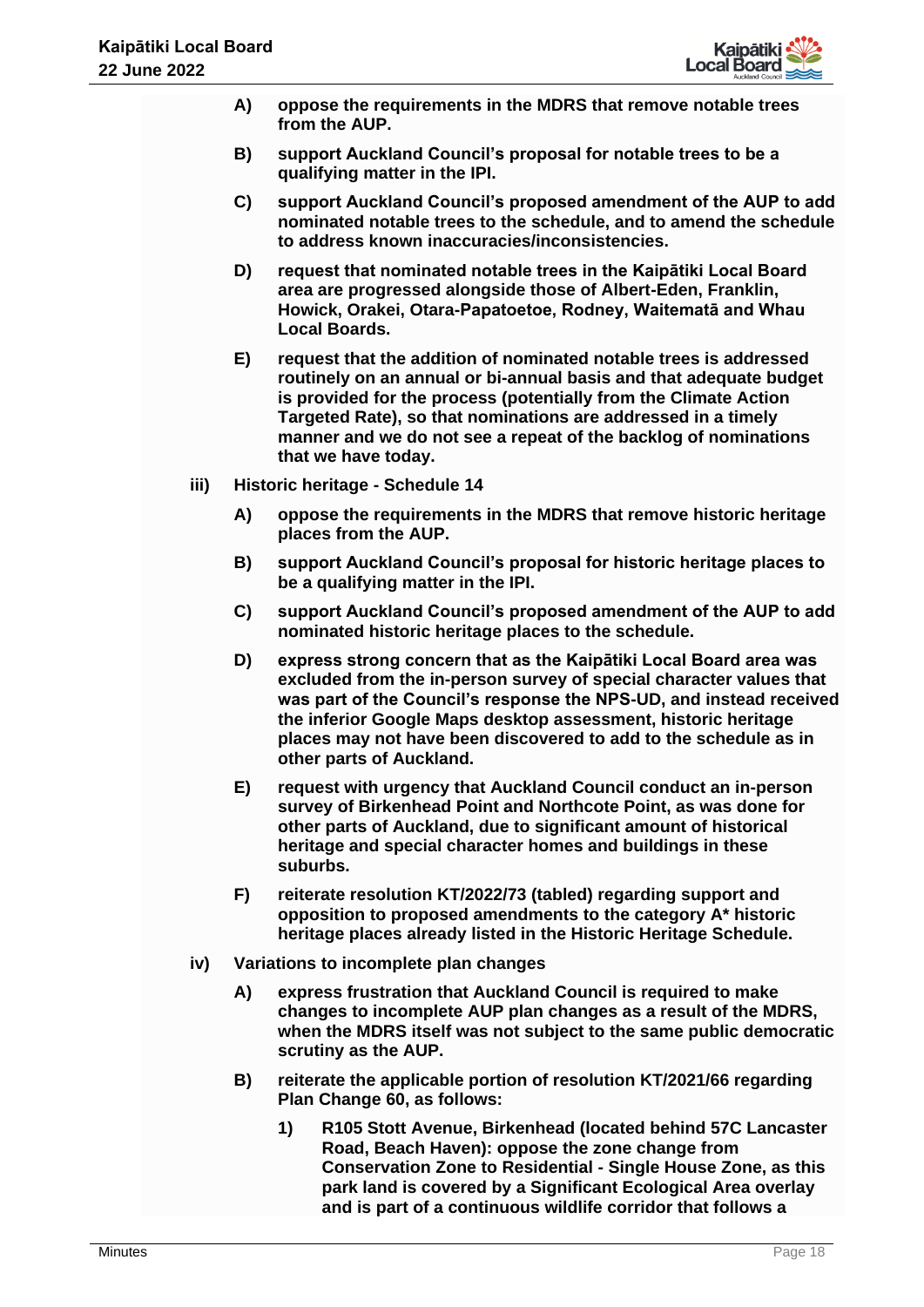- **A) oppose the requirements in the MDRS that remove notable trees from the AUP.**
- **B) support Auckland Council's proposal for notable trees to be a qualifying matter in the IPI.**
- **C) support Auckland Council's proposed amendment of the AUP to add nominated notable trees to the schedule, and to amend the schedule to address known inaccuracies/inconsistencies.**
- **D) request that nominated notable trees in the Kaipātiki Local Board area are progressed alongside those of Albert-Eden, Franklin, Howick, Orakei, Otara-Papatoetoe, Rodney, Waitematā and Whau Local Boards.**
- **E) request that the addition of nominated notable trees is addressed routinely on an annual or bi-annual basis and that adequate budget is provided for the process (potentially from the Climate Action Targeted Rate), so that nominations are addressed in a timely manner and we do not see a repeat of the backlog of nominations that we have today.**

**iii) Historic heritage - Schedule 14**

- **A) oppose the requirements in the MDRS that remove historic heritage places from the AUP.**
- **B) support Auckland Council's proposal for historic heritage places to be a qualifying matter in the IPI.**
- **C) support Auckland Council's proposed amendment of the AUP to add nominated historic heritage places to the schedule.**
- **D) express strong concern that as the Kaipātiki Local Board area was excluded from the in-person survey of special character values that was part of the Council's response the NPS-UD, and instead received the inferior Google Maps desktop assessment, historic heritage places may not have been discovered to add to the schedule as in other parts of Auckland.**
- **E) request with urgency that Auckland Council conduct an in-person survey of Birkenhead Point and Northcote Point, as was done for other parts of Auckland, due to significant amount of historical heritage and special character homes and buildings in these suburbs.**
- **F) reiterate resolution KT/2022/73 (tabled) regarding support and opposition to proposed amendments to the category A* historic heritage places already listed in the Historic Heritage Schedule.**

**iv) Variations to incomplete plan changes**

- **A) express frustration that Auckland Council is required to make changes to incomplete AUP plan changes as a result of the MDRS, when the MDRS itself was not subject to the same public democratic scrutiny as the AUP.**
- **B) reiterate the applicable portion of resolution KT/2021/66 regarding Plan Change 60, as follows:**
  - **1) R105 Stott Avenue, Birkenhead (located behind 57C Lancaster Road, Beach Haven): oppose the zone change from Conservation Zone to Residential - Single House Zone, as this park land is covered by a Significant Ecological Area overlay and is part of a continuous wildlife corridor that follows a**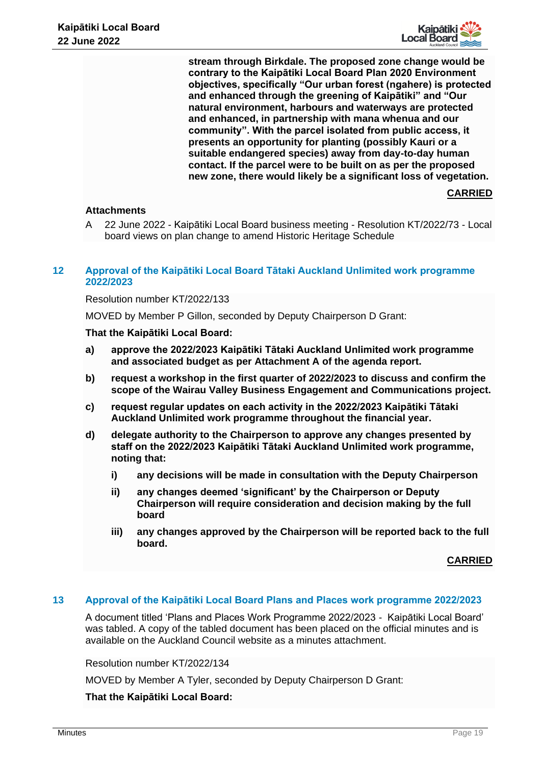**stream through Birkdale. The proposed zone change would be contrary to the Kaipātiki Local Board Plan 2020 Environment objectives, specifically "Our urban forest (ngahere) is protected and enhanced through the greening of Kaipātiki" and "Our natural environment, harbours and waterways are protected and enhanced, in partnership with mana whenua and our community". With the parcel isolated from public access, it presents an opportunity for planting (possibly Kauri or a suitable endangered species) away from day-to-day human contact. If the parcel were to be built on as per the proposed new zone, there would likely be a significant loss of vegetation.**

**CARRIED**

**Attachments**

A 22 June 2022 - Kaipātiki Local Board business meeting - Resolution KT/2022/73 - Local board views on plan change to amend Historic Heritage Schedule

## 12 Approval of the Kaipātiki Local Board Tātaki Auckland Unlimited work programme 2022/2023

Resolution number KT/2022/133

MOVED by Member P Gillon, seconded by Deputy Chairperson D Grant:

**That the Kaipātiki Local Board:**

**a) approve the 2022/2023 Kaipātiki Tātaki Auckland Unlimited work programme and associated budget as per Attachment A of the agenda report.**

**b) request a workshop in the first quarter of 2022/2023 to discuss and confirm the scope of the Wairau Valley Business Engagement and Communications project.**

**c) request regular updates on each activity in the 2022/2023 Kaipātiki Tātaki Auckland Unlimited work programme throughout the financial year.**

**d) delegate authority to the Chairperson to approve any changes presented by staff on the 2022/2023 Kaipātiki Tātaki Auckland Unlimited work programme, noting that:**

**i) any decisions will be made in consultation with the Deputy Chairperson**

**ii) any changes deemed 'significant' by the Chairperson or Deputy Chairperson will require consideration and decision making by the full board**

**iii) any changes approved by the Chairperson will be reported back to the full board.**

**CARRIED**

## 13 Approval of the Kaipātiki Local Board Plans and Places work programme 2022/2023

A document titled 'Plans and Places Work Programme 2022/2023 - Kaipātiki Local Board' was tabled. A copy of the tabled document has been placed on the official minutes and is available on the Auckland Council website as a minutes attachment.

Resolution number KT/2022/134

MOVED by Member A Tyler, seconded by Deputy Chairperson D Grant:

**That the Kaipātiki Local Board:**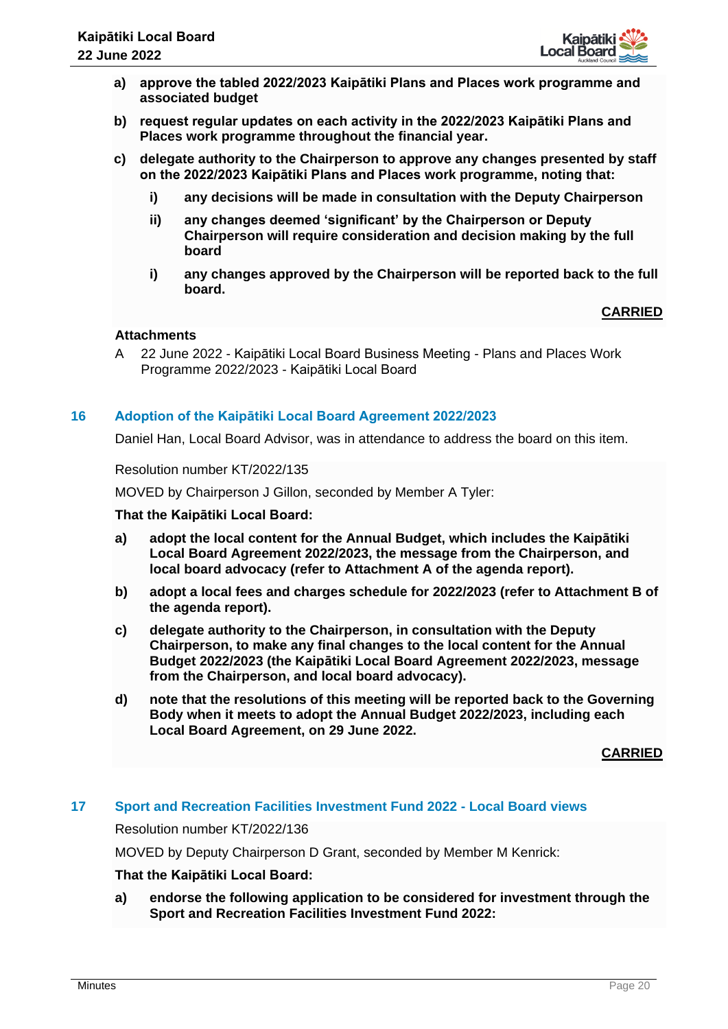**a) approve the tabled 2022/2023 Kaipātiki Plans and Places work programme and associated budget**

**b) request regular updates on each activity in the 2022/2023 Kaipātiki Plans and Places work programme throughout the financial year.**

**c) delegate authority to the Chairperson to approve any changes presented by staff on the 2022/2023 Kaipātiki Plans and Places work programme, noting that:**

   **i) any decisions will be made in consultation with the Deputy Chairperson**

   **ii) any changes deemed 'significant' by the Chairperson or Deputy Chairperson will require consideration and decision making by the full board**

   **i) any changes approved by the Chairperson will be reported back to the full board.**

**CARRIED**

**Attachments**

A 22 June 2022 - Kaipātiki Local Board Business Meeting - Plans and Places Work Programme 2022/2023 - Kaipātiki Local Board

## 16 Adoption of the Kaipātiki Local Board Agreement 2022/2023

Daniel Han, Local Board Advisor, was in attendance to address the board on this item.

Resolution number KT/2022/135

MOVED by Chairperson J Gillon, seconded by Member A Tyler:

**That the Kaipātiki Local Board:**

**a) adopt the local content for the Annual Budget, which includes the Kaipātiki Local Board Agreement 2022/2023, the message from the Chairperson, and local board advocacy (refer to Attachment A of the agenda report).**

**b) adopt a local fees and charges schedule for 2022/2023 (refer to Attachment B of the agenda report).**

**c) delegate authority to the Chairperson, in consultation with the Deputy Chairperson, to make any final changes to the local content for the Annual Budget 2022/2023 (the Kaipātiki Local Board Agreement 2022/2023, message from the Chairperson, and local board advocacy).**

**d) note that the resolutions of this meeting will be reported back to the Governing Body when it meets to adopt the Annual Budget 2022/2023, including each Local Board Agreement, on 29 June 2022.**

**CARRIED**

## 17 Sport and Recreation Facilities Investment Fund 2022 - Local Board views

Resolution number KT/2022/136

MOVED by Deputy Chairperson D Grant, seconded by Member M Kenrick:

**That the Kaipātiki Local Board:**

**a) endorse the following application to be considered for investment through the Sport and Recreation Facilities Investment Fund 2022:**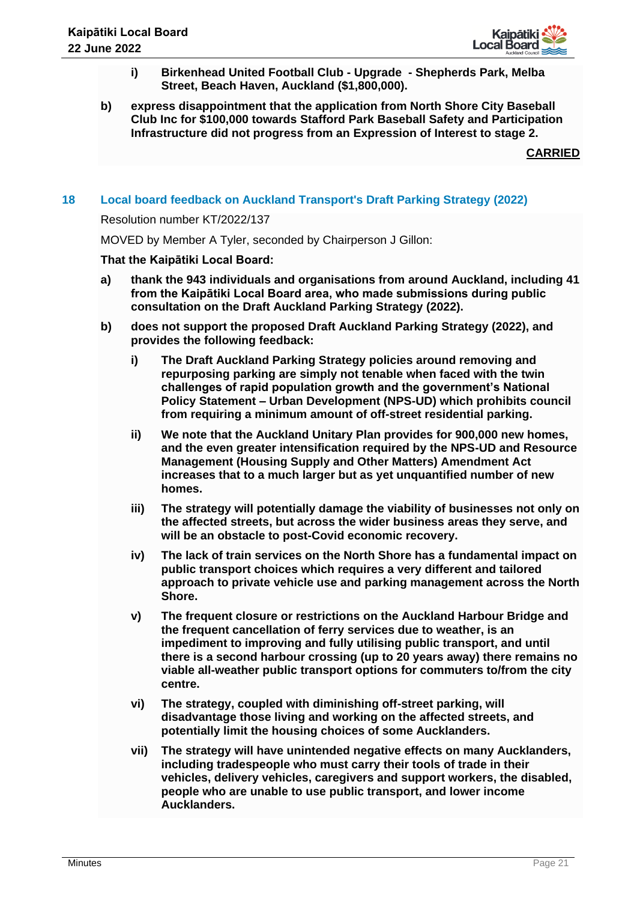**i) Birkenhead United Football Club - Upgrade - Shepherds Park, Melba Street, Beach Haven, Auckland ($1,800,000).**

**b) express disappointment that the application from North Shore City Baseball Club Inc for $100,000 towards Stafford Park Baseball Safety and Participation Infrastructure did not progress from an Expression of Interest to stage 2.**

**CARRIED**

## 18 Local board feedback on Auckland Transport's Draft Parking Strategy (2022)

Resolution number KT/2022/137

MOVED by Member A Tyler, seconded by Chairperson J Gillon:

**That the Kaipātiki Local Board:**

**a) thank the 943 individuals and organisations from around Auckland, including 41 from the Kaipātiki Local Board area, who made submissions during public consultation on the Draft Auckland Parking Strategy (2022).**

**b) does not support the proposed Draft Auckland Parking Strategy (2022), and provides the following feedback:**

**i) The Draft Auckland Parking Strategy policies around removing and repurposing parking are simply not tenable when faced with the twin challenges of rapid population growth and the government's National Policy Statement – Urban Development (NPS-UD) which prohibits council from requiring a minimum amount of off-street residential parking.**

**ii) We note that the Auckland Unitary Plan provides for 900,000 new homes, and the even greater intensification required by the NPS-UD and Resource Management (Housing Supply and Other Matters) Amendment Act increases that to a much larger but as yet unquantified number of new homes.**

**iii) The strategy will potentially damage the viability of businesses not only on the affected streets, but across the wider business areas they serve, and will be an obstacle to post-Covid economic recovery.**

**iv) The lack of train services on the North Shore has a fundamental impact on public transport choices which requires a very different and tailored approach to private vehicle use and parking management across the North Shore.**

**v) The frequent closure or restrictions on the Auckland Harbour Bridge and the frequent cancellation of ferry services due to weather, is an impediment to improving and fully utilising public transport, and until there is a second harbour crossing (up to 20 years away) there remains no viable all-weather public transport options for commuters to/from the city centre.**

**vi) The strategy, coupled with diminishing off-street parking, will disadvantage those living and working on the affected streets, and potentially limit the housing choices of some Aucklanders.**

**vii) The strategy will have unintended negative effects on many Aucklanders, including tradespeople who must carry their tools of trade in their vehicles, delivery vehicles, caregivers and support workers, the disabled, people who are unable to use public transport, and lower income Aucklanders.**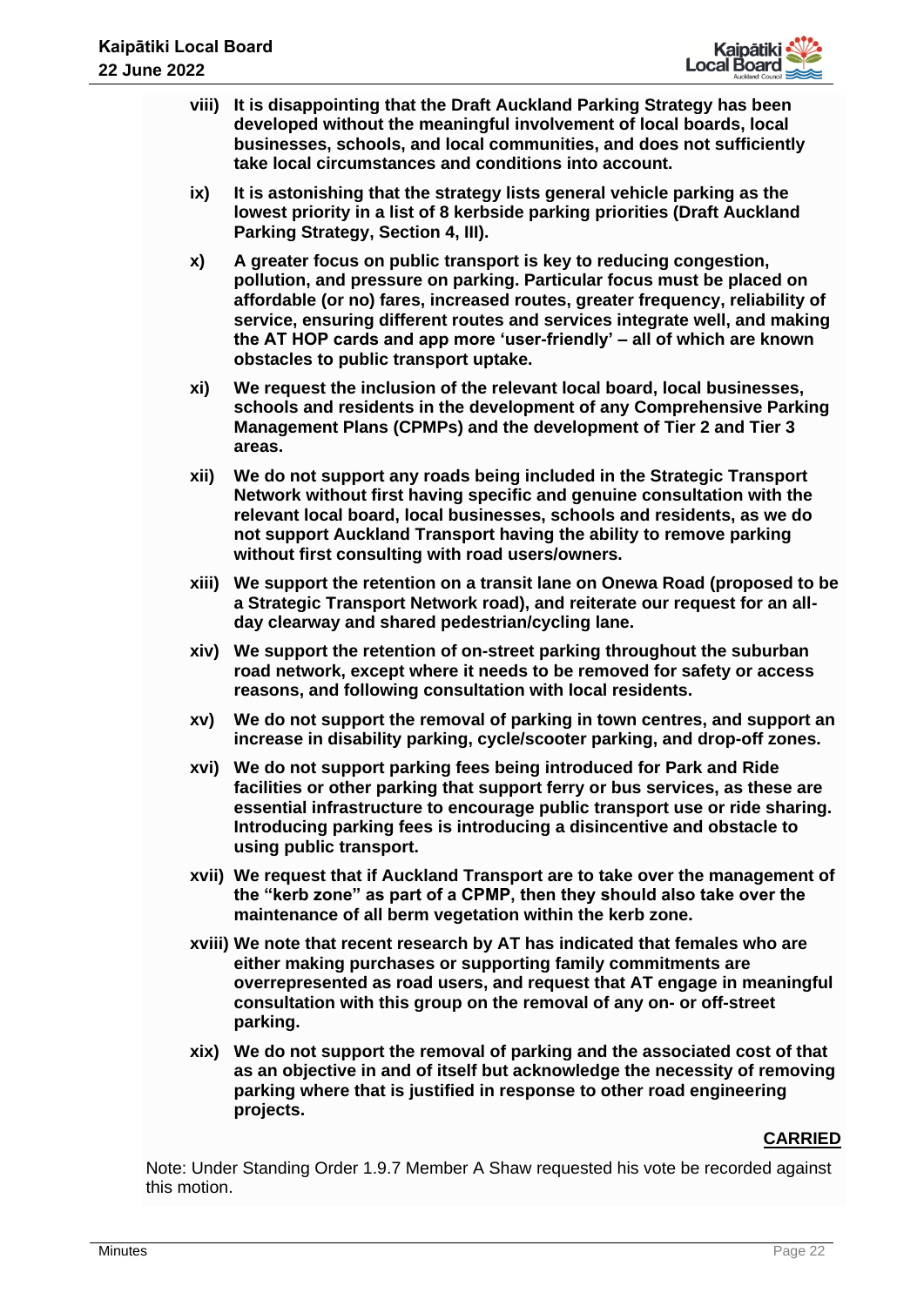viii) **It is disappointing that the Draft Auckland Parking Strategy has been developed without the meaningful involvement of local boards, local businesses, schools, and local communities, and does not sufficiently take local circumstances and conditions into account.**

ix) **It is astonishing that the strategy lists general vehicle parking as the lowest priority in a list of 8 kerbside parking priorities (Draft Auckland Parking Strategy, Section 4, III).**

x) **A greater focus on public transport is key to reducing congestion, pollution, and pressure on parking. Particular focus must be placed on affordable (or no) fares, increased routes, greater frequency, reliability of service, ensuring different routes and services integrate well, and making the AT HOP cards and app more 'user-friendly' – all of which are known obstacles to public transport uptake.**

xi) **We request the inclusion of the relevant local board, local businesses, schools and residents in the development of any Comprehensive Parking Management Plans (CPMPs) and the development of Tier 2 and Tier 3 areas.**

xii) **We do not support any roads being included in the Strategic Transport Network without first having specific and genuine consultation with the relevant local board, local businesses, schools and residents, as we do not support Auckland Transport having the ability to remove parking without first consulting with road users/owners.**

xiii) **We support the retention on a transit lane on Onewa Road (proposed to be a Strategic Transport Network road), and reiterate our request for an all-day clearway and shared pedestrian/cycling lane.**

xiv) **We support the retention of on-street parking throughout the suburban road network, except where it needs to be removed for safety or access reasons, and following consultation with local residents.**

xv) **We do not support the removal of parking in town centres, and support an increase in disability parking, cycle/scooter parking, and drop-off zones.**

xvi) **We do not support parking fees being introduced for Park and Ride facilities or other parking that support ferry or bus services, as these are essential infrastructure to encourage public transport use or ride sharing. Introducing parking fees is introducing a disincentive and obstacle to using public transport.**

xvii) **We request that if Auckland Transport are to take over the management of the "kerb zone" as part of a CPMP, then they should also take over the maintenance of all berm vegetation within the kerb zone.**

xviii) **We note that recent research by AT has indicated that females who are either making purchases or supporting family commitments are overrepresented as road users, and request that AT engage in meaningful consultation with this group on the removal of any on- or off-street parking.**

xix) **We do not support the removal of parking and the associated cost of that as an objective in and of itself but acknowledge the necessity of removing parking where that is justified in response to other road engineering projects.**

**CARRIED**

Note: Under Standing Order 1.9.7 Member A Shaw requested his vote be recorded against this motion.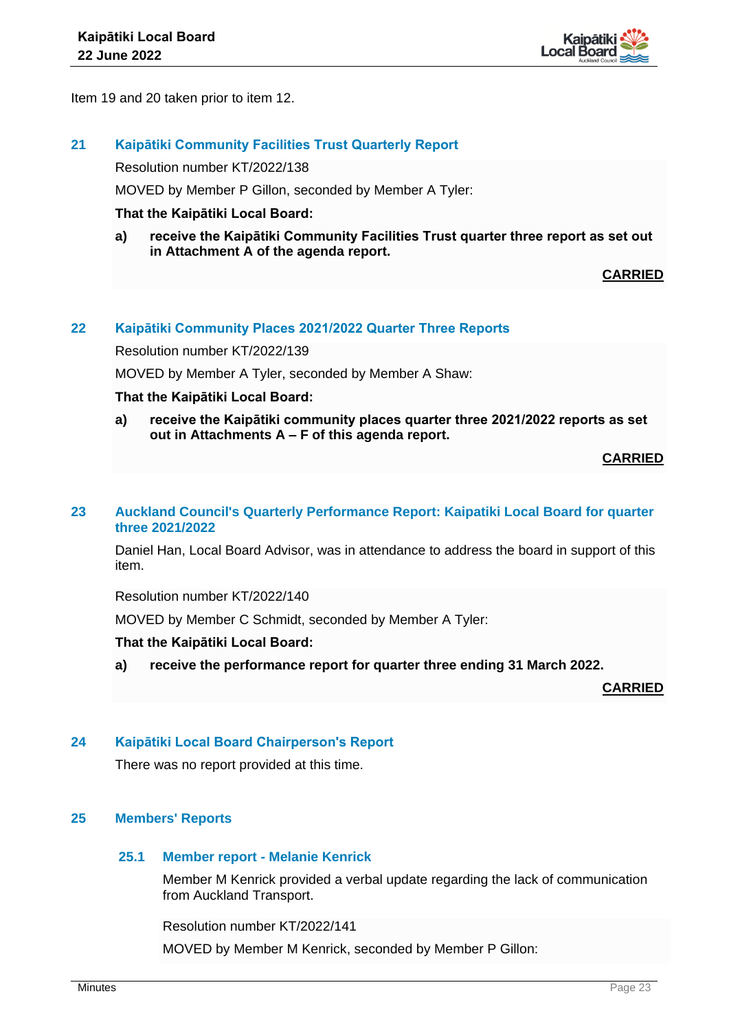Item 19 and 20 taken prior to item 12.

## 21 Kaipātiki Community Facilities Trust Quarterly Report

Resolution number KT/2022/138

MOVED by Member P Gillon, seconded by Member A Tyler:

**That the Kaipātiki Local Board:**

**a) receive the Kaipātiki Community Facilities Trust quarter three report as set out in Attachment A of the agenda report.**

**CARRIED**

## 22 Kaipātiki Community Places 2021/2022 Quarter Three Reports

Resolution number KT/2022/139

MOVED by Member A Tyler, seconded by Member A Shaw:

**That the Kaipātiki Local Board:**

**a) receive the Kaipātiki community places quarter three 2021/2022 reports as set out in Attachments A – F of this agenda report.**

**CARRIED**

## 23 Auckland Council's Quarterly Performance Report: Kaipatiki Local Board for quarter three 2021/2022

Daniel Han, Local Board Advisor, was in attendance to address the board in support of this item.

Resolution number KT/2022/140

MOVED by Member C Schmidt, seconded by Member A Tyler:

**That the Kaipātiki Local Board:**

**a) receive the performance report for quarter three ending 31 March 2022.**

**CARRIED**

## 24 Kaipātiki Local Board Chairperson's Report

There was no report provided at this time.

## 25 Members' Reports

### 25.1 Member report - Melanie Kenrick

Member M Kenrick provided a verbal update regarding the lack of communication from Auckland Transport.

Resolution number KT/2022/141

MOVED by Member M Kenrick, seconded by Member P Gillon: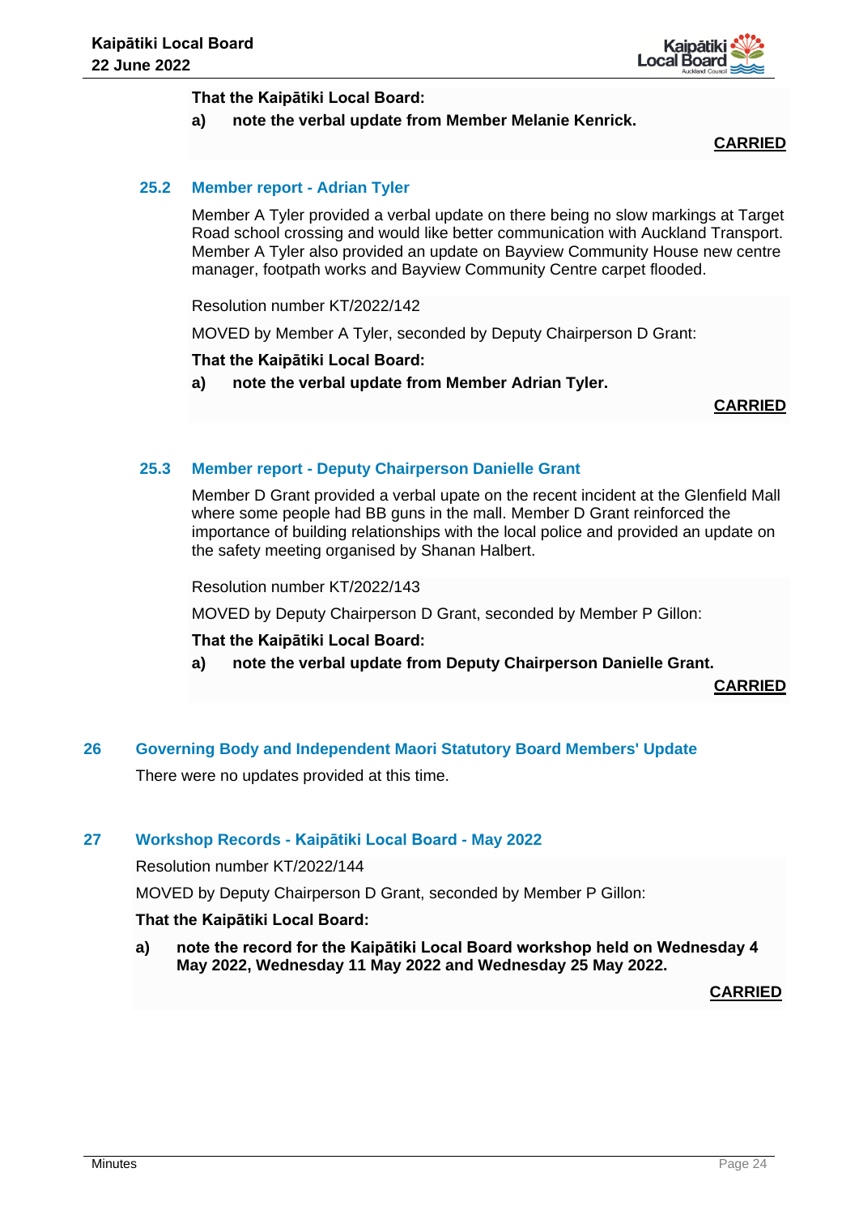**That the Kaipātiki Local Board:**

**a) note the verbal update from Member Melanie Kenrick.**

**CARRIED**

### 25.2 Member report - Adrian Tyler

Member A Tyler provided a verbal update on there being no slow markings at Target Road school crossing and would like better communication with Auckland Transport. Member A Tyler also provided an update on Bayview Community House new centre manager, footpath works and Bayview Community Centre carpet flooded.

Resolution number KT/2022/142

MOVED by Member A Tyler, seconded by Deputy Chairperson D Grant:

**That the Kaipātiki Local Board:**

**a) note the verbal update from Member Adrian Tyler.**

**CARRIED**

### 25.3 Member report - Deputy Chairperson Danielle Grant

Member D Grant provided a verbal upate on the recent incident at the Glenfield Mall where some people had BB guns in the mall. Member D Grant reinforced the importance of building relationships with the local police and provided an update on the safety meeting organised by Shanan Halbert.

Resolution number KT/2022/143

MOVED by Deputy Chairperson D Grant, seconded by Member P Gillon:

**That the Kaipātiki Local Board:**

**a) note the verbal update from Deputy Chairperson Danielle Grant.**

**CARRIED**

## 26 Governing Body and Independent Maori Statutory Board Members' Update

There were no updates provided at this time.

## 27 Workshop Records - Kaipātiki Local Board - May 2022

Resolution number KT/2022/144

MOVED by Deputy Chairperson D Grant, seconded by Member P Gillon:

**That the Kaipātiki Local Board:**

**a) note the record for the Kaipātiki Local Board workshop held on Wednesday 4 May 2022, Wednesday 11 May 2022 and Wednesday 25 May 2022.**

**CARRIED**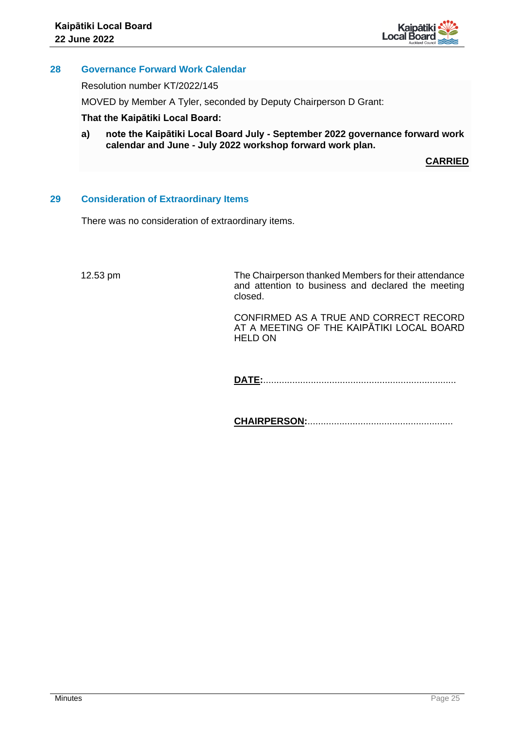## 28 Governance Forward Work Calendar

Resolution number KT/2022/145

MOVED by Member A Tyler, seconded by Deputy Chairperson D Grant:

**That the Kaipātiki Local Board:**

**a) note the Kaipātiki Local Board July - September 2022 governance forward work calendar and June - July 2022 workshop forward work plan.**

**CARRIED**

## 29 Consideration of Extraordinary Items

There was no consideration of extraordinary items.

12.53 pm

The Chairperson thanked Members for their attendance and attention to business and declared the meeting closed.

CONFIRMED AS A TRUE AND CORRECT RECORD AT A MEETING OF THE KAIPĀTIKI LOCAL BOARD HELD ON

**DATE:**.........................................................................

**CHAIRPERSON:**.......................................................